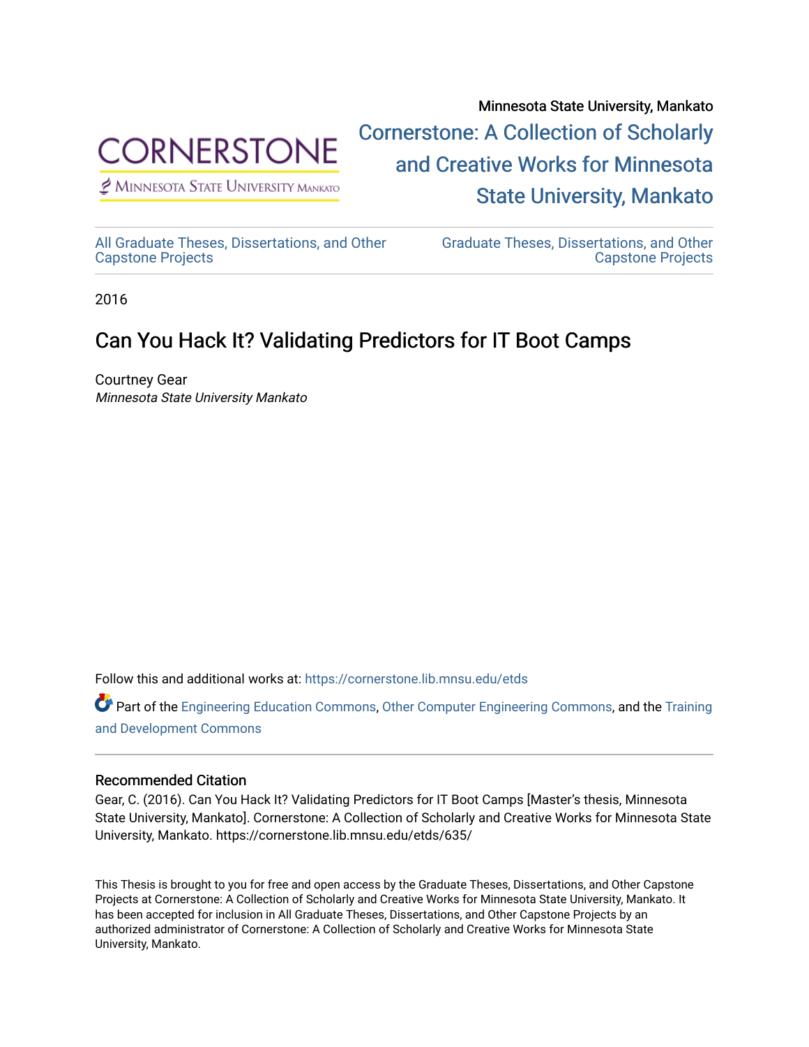Minnesota State University, Mankato

Cornerstone: A Collection of Scholarly and Creative Works for Minnesota State University, Mankato

CORNERSTONE
Minnesota State University Mankato

All Graduate Theses, Dissertations, and Other Capstone Projects

Graduate Theses, Dissertations, and Other Capstone Projects

2016

# Can You Hack It? Validating Predictors for IT Boot Camps

Courtney Gear
*Minnesota State University Mankato*

Follow this and additional works at: https://cornerstone.lib.mnsu.edu/etds

Part of the Engineering Education Commons, Other Computer Engineering Commons, and the Training and Development Commons

### Recommended Citation

Gear, C. (2016). Can You Hack It? Validating Predictors for IT Boot Camps [Master's thesis, Minnesota State University, Mankato]. Cornerstone: A Collection of Scholarly and Creative Works for Minnesota State University, Mankato. https://cornerstone.lib.mnsu.edu/etds/635/

This Thesis is brought to you for free and open access by the Graduate Theses, Dissertations, and Other Capstone Projects at Cornerstone: A Collection of Scholarly and Creative Works for Minnesota State University, Mankato. It has been accepted for inclusion in All Graduate Theses, Dissertations, and Other Capstone Projects by an authorized administrator of Cornerstone: A Collection of Scholarly and Creative Works for Minnesota State University, Mankato.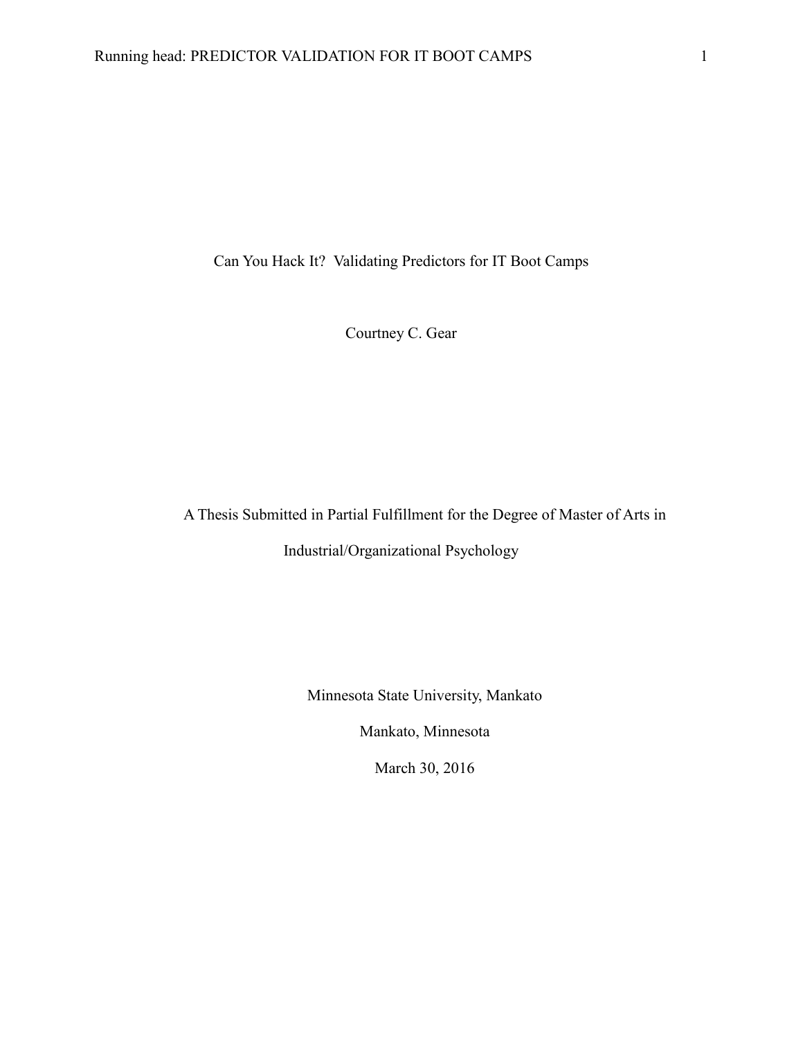# Can You Hack It? Validating Predictors for IT Boot Camps

Courtney C. Gear

A Thesis Submitted in Partial Fulfillment for the Degree of Master of Arts in

Industrial/Organizational Psychology

Minnesota State University, Mankato

Mankato, Minnesota

March 30, 2016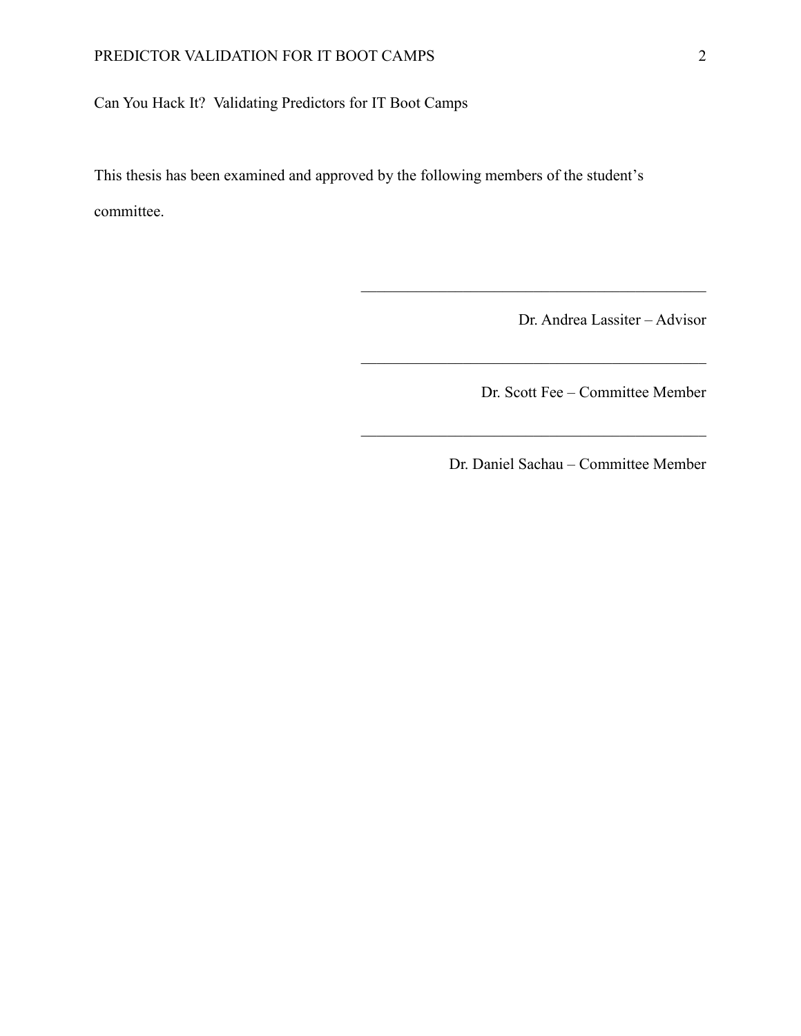Can You Hack It?  Validating Predictors for IT Boot Camps

This thesis has been examined and approved by the following members of the student's committee.

\_\_\_\_\_\_\_\_\_\_\_\_\_\_\_\_\_\_\_\_\_\_\_\_\_\_\_\_\_\_\_\_\_\_\_\_\_\_\_\_

Dr. Andrea Lassiter – Advisor

\_\_\_\_\_\_\_\_\_\_\_\_\_\_\_\_\_\_\_\_\_\_\_\_\_\_\_\_\_\_\_\_\_\_\_\_\_\_\_\_

Dr. Scott Fee – Committee Member

\_\_\_\_\_\_\_\_\_\_\_\_\_\_\_\_\_\_\_\_\_\_\_\_\_\_\_\_\_\_\_\_\_\_\_\_\_\_\_\_

Dr. Daniel Sachau – Committee Member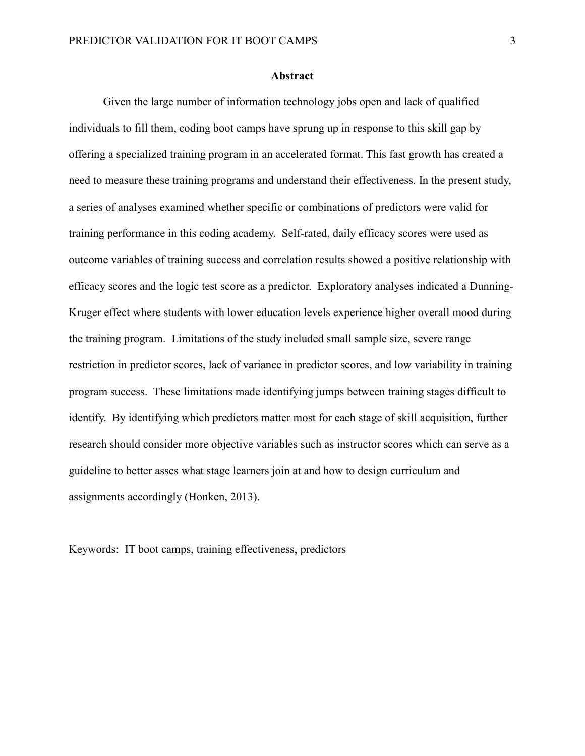## Abstract

Given the large number of information technology jobs open and lack of qualified individuals to fill them, coding boot camps have sprung up in response to this skill gap by offering a specialized training program in an accelerated format. This fast growth has created a need to measure these training programs and understand their effectiveness. In the present study, a series of analyses examined whether specific or combinations of predictors were valid for training performance in this coding academy. Self-rated, daily efficacy scores were used as outcome variables of training success and correlation results showed a positive relationship with efficacy scores and the logic test score as a predictor. Exploratory analyses indicated a Dunning-Kruger effect where students with lower education levels experience higher overall mood during the training program. Limitations of the study included small sample size, severe range restriction in predictor scores, lack of variance in predictor scores, and low variability in training program success. These limitations made identifying jumps between training stages difficult to identify. By identifying which predictors matter most for each stage of skill acquisition, further research should consider more objective variables such as instructor scores which can serve as a guideline to better asses what stage learners join at and how to design curriculum and assignments accordingly (Honken, 2013).

Keywords: IT boot camps, training effectiveness, predictors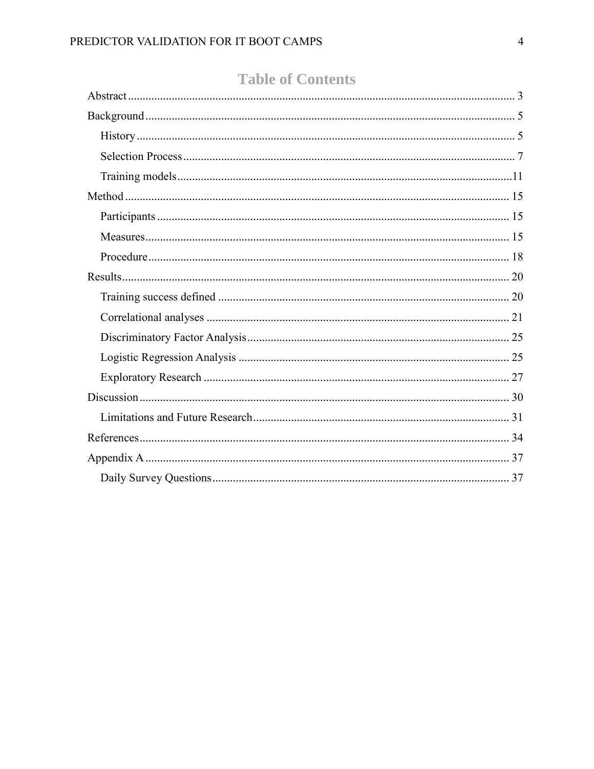# Table of Contents

Abstract ........................................................................................................................ 3

Background .................................................................................................................. 5

- History ..................................................................................................................... 5
- Selection Process ..................................................................................................... 7
- Training models ...................................................................................................... 11

Method ........................................................................................................................ 15

- Participants ............................................................................................................ 15
- Measures ................................................................................................................ 15
- Procedure ............................................................................................................... 18

Results ......................................................................................................................... 20

- Training success defined ........................................................................................ 20
- Correlational analyses ............................................................................................ 21
- Discriminatory Factor Analysis .............................................................................. 25
- Logistic Regression Analysis ................................................................................. 25
- Exploratory Research ............................................................................................. 27

Discussion ................................................................................................................... 30

- Limitations and Future Research ............................................................................ 31

References ................................................................................................................... 34

Appendix A ................................................................................................................. 37

- Daily Survey Questions .......................................................................................... 37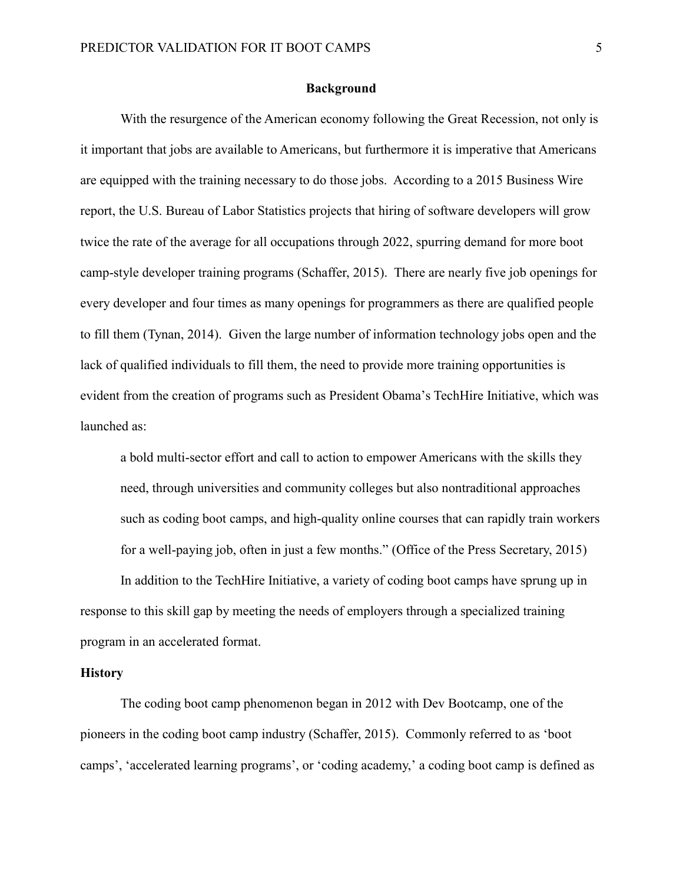## Background

With the resurgence of the American economy following the Great Recession, not only is it important that jobs are available to Americans, but furthermore it is imperative that Americans are equipped with the training necessary to do those jobs. According to a 2015 Business Wire report, the U.S. Bureau of Labor Statistics projects that hiring of software developers will grow twice the rate of the average for all occupations through 2022, spurring demand for more boot camp-style developer training programs (Schaffer, 2015). There are nearly five job openings for every developer and four times as many openings for programmers as there are qualified people to fill them (Tynan, 2014). Given the large number of information technology jobs open and the lack of qualified individuals to fill them, the need to provide more training opportunities is evident from the creation of programs such as President Obama's TechHire Initiative, which was launched as:

> a bold multi-sector effort and call to action to empower Americans with the skills they need, through universities and community colleges but also nontraditional approaches such as coding boot camps, and high-quality online courses that can rapidly train workers for a well-paying job, often in just a few months." (Office of the Press Secretary, 2015)

In addition to the TechHire Initiative, a variety of coding boot camps have sprung up in response to this skill gap by meeting the needs of employers through a specialized training program in an accelerated format.

### History

The coding boot camp phenomenon began in 2012 with Dev Bootcamp, one of the pioneers in the coding boot camp industry (Schaffer, 2015). Commonly referred to as 'boot camps', 'accelerated learning programs', or 'coding academy,' a coding boot camp is defined as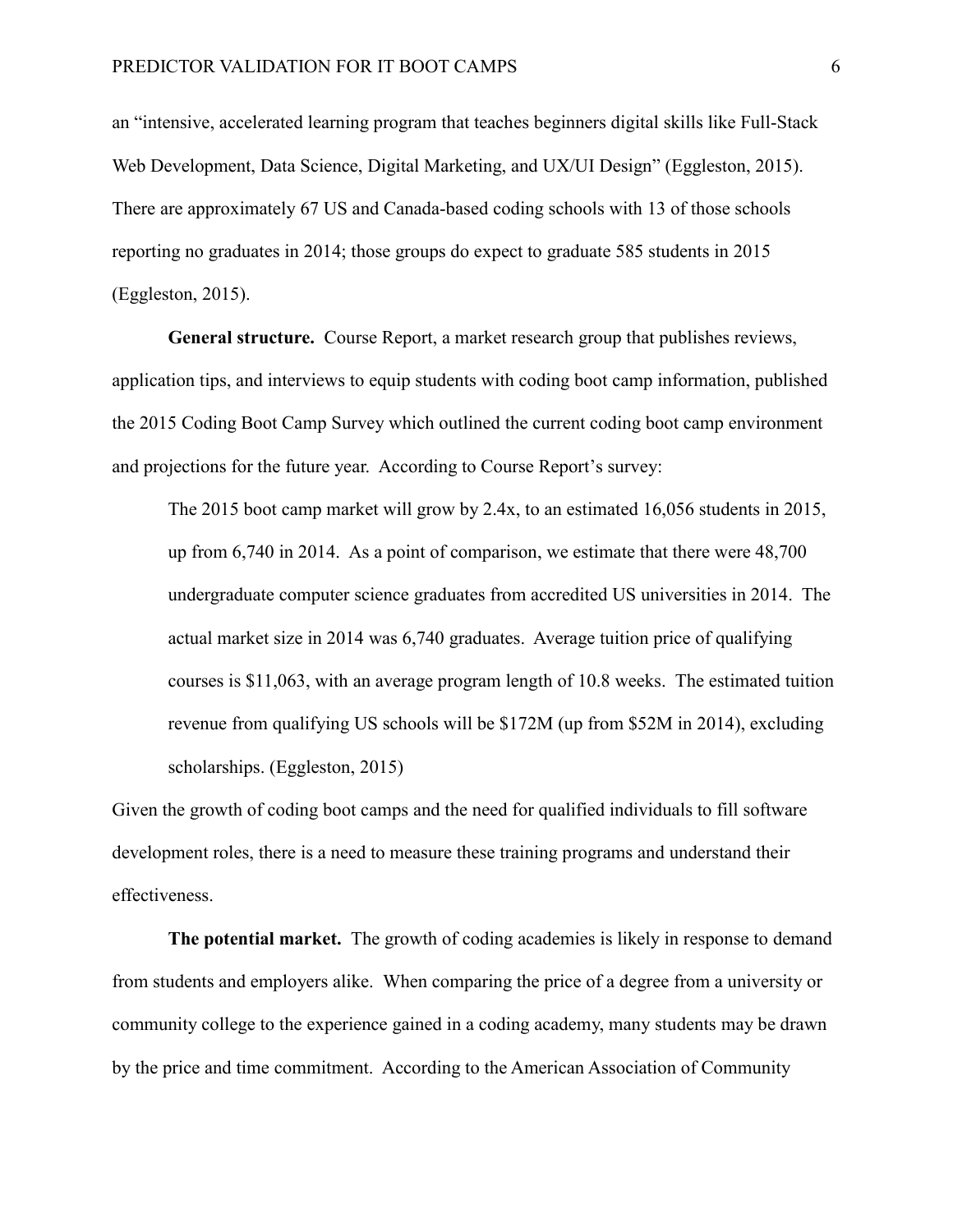an "intensive, accelerated learning program that teaches beginners digital skills like Full-Stack Web Development, Data Science, Digital Marketing, and UX/UI Design" (Eggleston, 2015). There are approximately 67 US and Canada-based coding schools with 13 of those schools reporting no graduates in 2014; those groups do expect to graduate 585 students in 2015 (Eggleston, 2015).

**General structure.** Course Report, a market research group that publishes reviews, application tips, and interviews to equip students with coding boot camp information, published the 2015 Coding Boot Camp Survey which outlined the current coding boot camp environment and projections for the future year. According to Course Report's survey:

> The 2015 boot camp market will grow by 2.4x, to an estimated 16,056 students in 2015, up from 6,740 in 2014. As a point of comparison, we estimate that there were 48,700 undergraduate computer science graduates from accredited US universities in 2014. The actual market size in 2014 was 6,740 graduates. Average tuition price of qualifying courses is $11,063, with an average program length of 10.8 weeks. The estimated tuition revenue from qualifying US schools will be $172M (up from $52M in 2014), excluding scholarships. (Eggleston, 2015)

Given the growth of coding boot camps and the need for qualified individuals to fill software development roles, there is a need to measure these training programs and understand their effectiveness.

**The potential market.** The growth of coding academies is likely in response to demand from students and employers alike. When comparing the price of a degree from a university or community college to the experience gained in a coding academy, many students may be drawn by the price and time commitment. According to the American Association of Community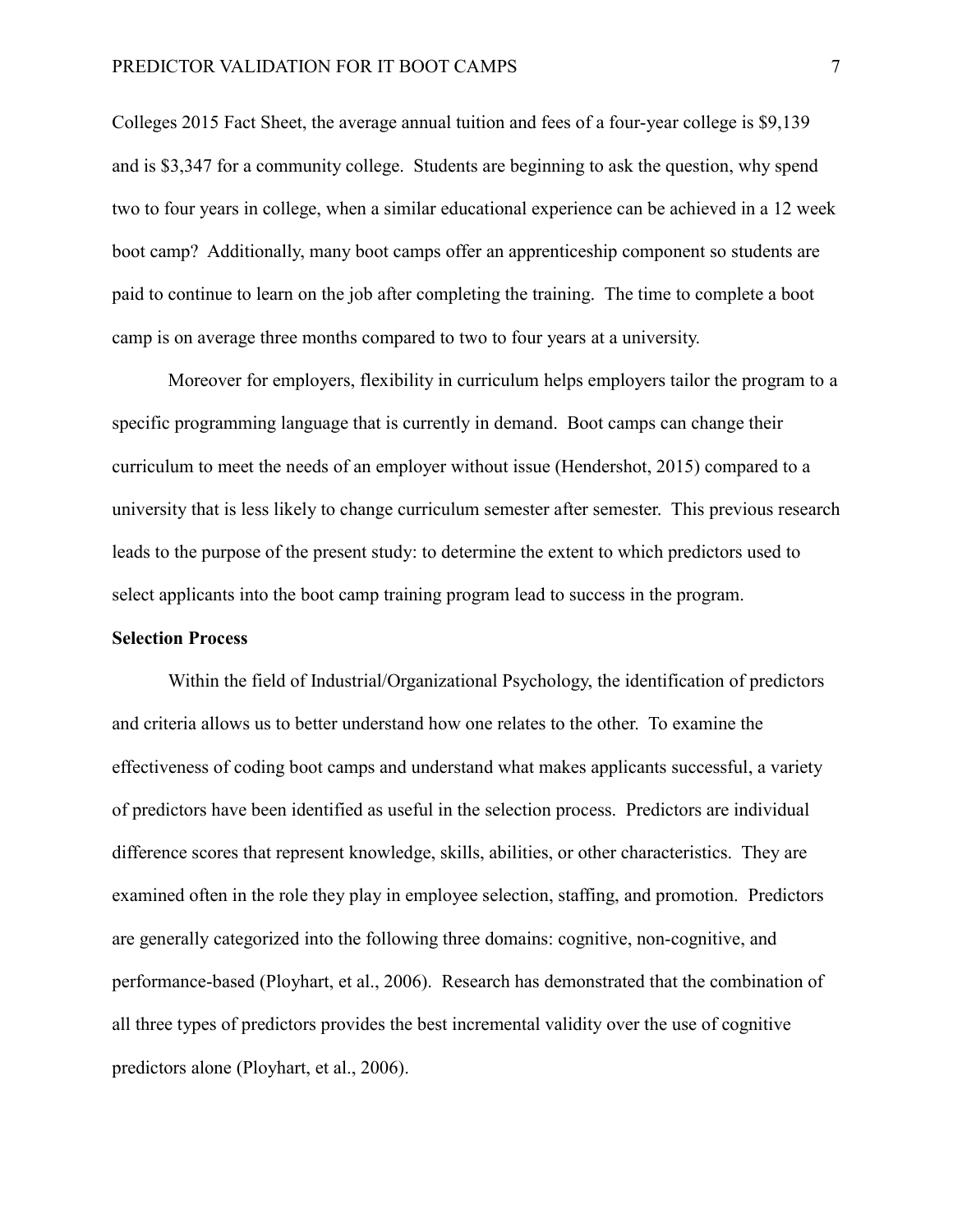Colleges 2015 Fact Sheet, the average annual tuition and fees of a four-year college is $9,139 and is $3,347 for a community college. Students are beginning to ask the question, why spend two to four years in college, when a similar educational experience can be achieved in a 12 week boot camp? Additionally, many boot camps offer an apprenticeship component so students are paid to continue to learn on the job after completing the training. The time to complete a boot camp is on average three months compared to two to four years at a university.

Moreover for employers, flexibility in curriculum helps employers tailor the program to a specific programming language that is currently in demand. Boot camps can change their curriculum to meet the needs of an employer without issue (Hendershot, 2015) compared to a university that is less likely to change curriculum semester after semester. This previous research leads to the purpose of the present study: to determine the extent to which predictors used to select applicants into the boot camp training program lead to success in the program.

**Selection Process**

Within the field of Industrial/Organizational Psychology, the identification of predictors and criteria allows us to better understand how one relates to the other. To examine the effectiveness of coding boot camps and understand what makes applicants successful, a variety of predictors have been identified as useful in the selection process. Predictors are individual difference scores that represent knowledge, skills, abilities, or other characteristics. They are examined often in the role they play in employee selection, staffing, and promotion. Predictors are generally categorized into the following three domains: cognitive, non-cognitive, and performance-based (Ployhart, et al., 2006). Research has demonstrated that the combination of all three types of predictors provides the best incremental validity over the use of cognitive predictors alone (Ployhart, et al., 2006).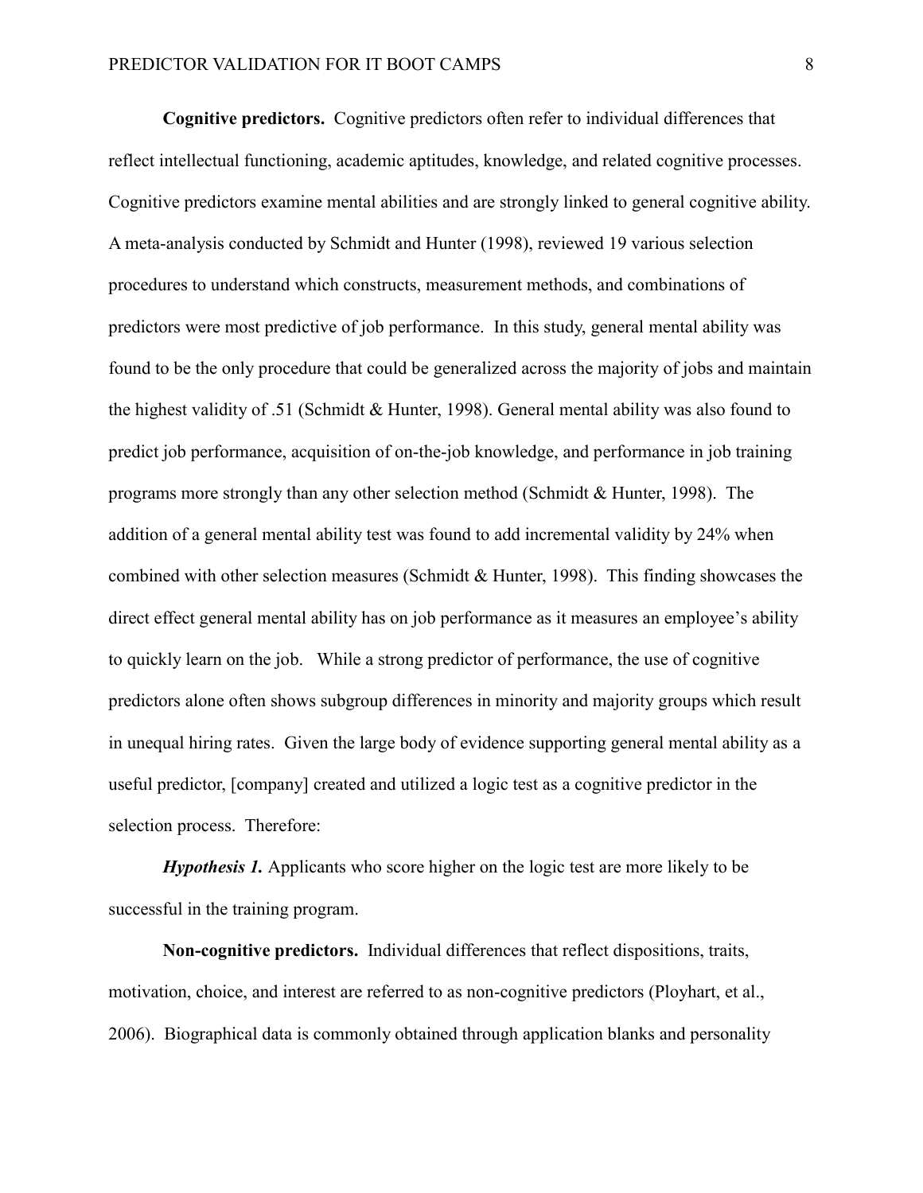**Cognitive predictors.** Cognitive predictors often refer to individual differences that reflect intellectual functioning, academic aptitudes, knowledge, and related cognitive processes. Cognitive predictors examine mental abilities and are strongly linked to general cognitive ability. A meta-analysis conducted by Schmidt and Hunter (1998), reviewed 19 various selection procedures to understand which constructs, measurement methods, and combinations of predictors were most predictive of job performance. In this study, general mental ability was found to be the only procedure that could be generalized across the majority of jobs and maintain the highest validity of .51 (Schmidt & Hunter, 1998). General mental ability was also found to predict job performance, acquisition of on-the-job knowledge, and performance in job training programs more strongly than any other selection method (Schmidt & Hunter, 1998). The addition of a general mental ability test was found to add incremental validity by 24% when combined with other selection measures (Schmidt & Hunter, 1998). This finding showcases the direct effect general mental ability has on job performance as it measures an employee's ability to quickly learn on the job. While a strong predictor of performance, the use of cognitive predictors alone often shows subgroup differences in minority and majority groups which result in unequal hiring rates. Given the large body of evidence supporting general mental ability as a useful predictor, [company] created and utilized a logic test as a cognitive predictor in the selection process. Therefore:

***Hypothesis 1.*** Applicants who score higher on the logic test are more likely to be successful in the training program.

**Non-cognitive predictors.** Individual differences that reflect dispositions, traits, motivation, choice, and interest are referred to as non-cognitive predictors (Ployhart, et al., 2006). Biographical data is commonly obtained through application blanks and personality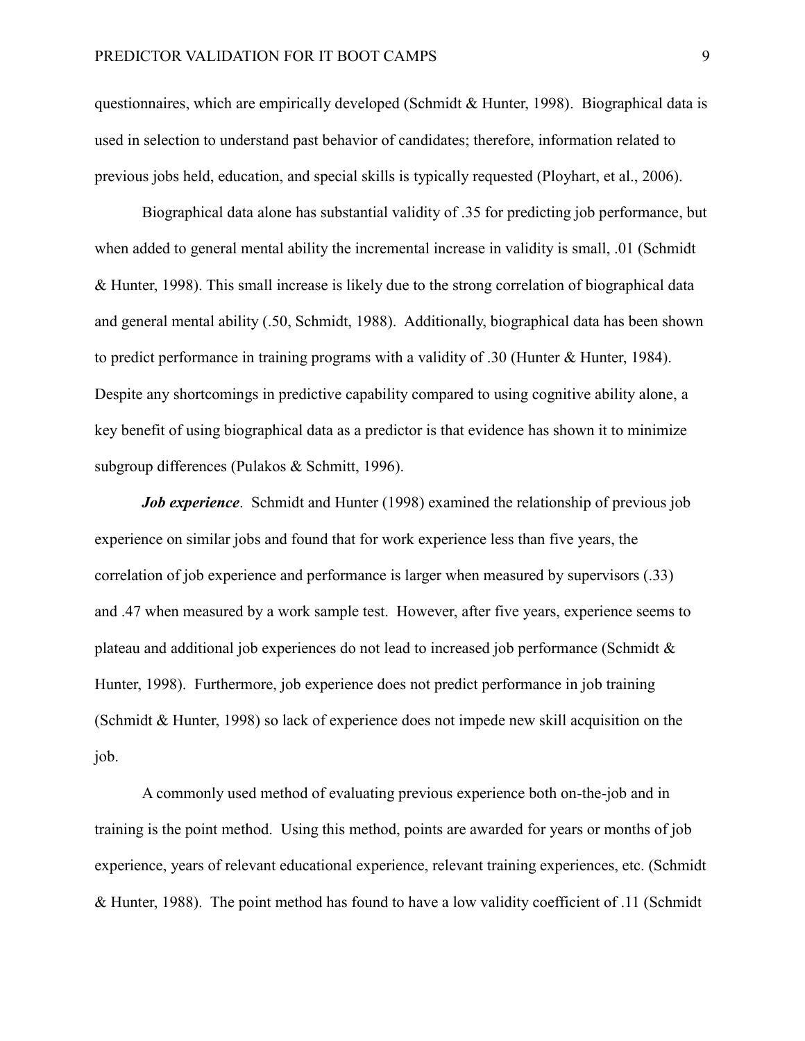questionnaires, which are empirically developed (Schmidt & Hunter, 1998). Biographical data is used in selection to understand past behavior of candidates; therefore, information related to previous jobs held, education, and special skills is typically requested (Ployhart, et al., 2006).

Biographical data alone has substantial validity of .35 for predicting job performance, but when added to general mental ability the incremental increase in validity is small, .01 (Schmidt & Hunter, 1998). This small increase is likely due to the strong correlation of biographical data and general mental ability (.50, Schmidt, 1988). Additionally, biographical data has been shown to predict performance in training programs with a validity of .30 (Hunter & Hunter, 1984). Despite any shortcomings in predictive capability compared to using cognitive ability alone, a key benefit of using biographical data as a predictor is that evidence has shown it to minimize subgroup differences (Pulakos & Schmitt, 1996).

***Job experience***. Schmidt and Hunter (1998) examined the relationship of previous job experience on similar jobs and found that for work experience less than five years, the correlation of job experience and performance is larger when measured by supervisors (.33) and .47 when measured by a work sample test. However, after five years, experience seems to plateau and additional job experiences do not lead to increased job performance (Schmidt & Hunter, 1998). Furthermore, job experience does not predict performance in job training (Schmidt & Hunter, 1998) so lack of experience does not impede new skill acquisition on the job.

A commonly used method of evaluating previous experience both on-the-job and in training is the point method. Using this method, points are awarded for years or months of job experience, years of relevant educational experience, relevant training experiences, etc. (Schmidt & Hunter, 1988). The point method has found to have a low validity coefficient of .11 (Schmidt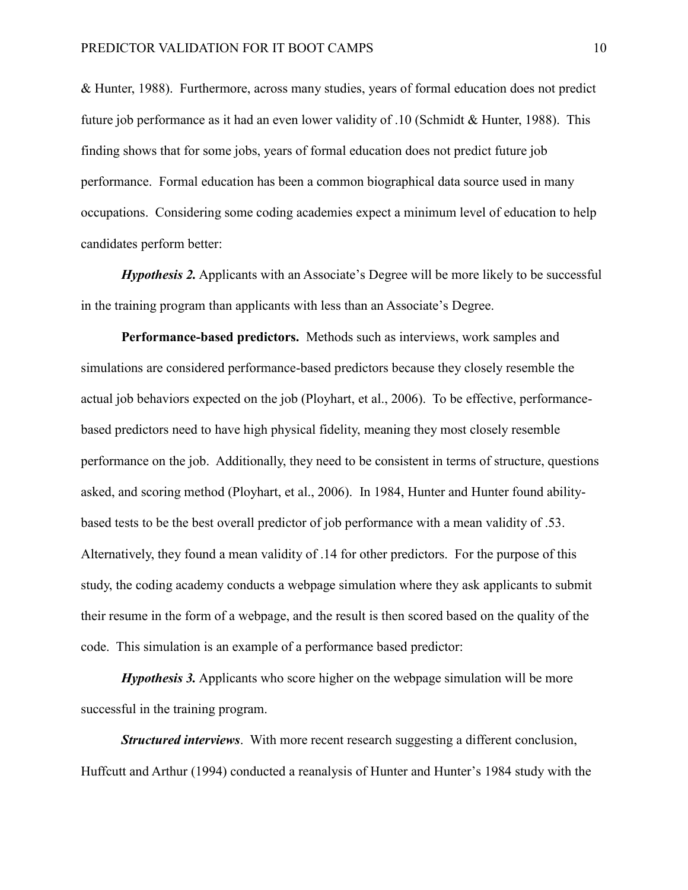& Hunter, 1988). Furthermore, across many studies, years of formal education does not predict future job performance as it had an even lower validity of .10 (Schmidt & Hunter, 1988). This finding shows that for some jobs, years of formal education does not predict future job performance. Formal education has been a common biographical data source used in many occupations. Considering some coding academies expect a minimum level of education to help candidates perform better:

***Hypothesis 2.*** Applicants with an Associate's Degree will be more likely to be successful in the training program than applicants with less than an Associate's Degree.

**Performance-based predictors.** Methods such as interviews, work samples and simulations are considered performance-based predictors because they closely resemble the actual job behaviors expected on the job (Ployhart, et al., 2006). To be effective, performance-based predictors need to have high physical fidelity, meaning they most closely resemble performance on the job. Additionally, they need to be consistent in terms of structure, questions asked, and scoring method (Ployhart, et al., 2006). In 1984, Hunter and Hunter found ability-based tests to be the best overall predictor of job performance with a mean validity of .53. Alternatively, they found a mean validity of .14 for other predictors. For the purpose of this study, the coding academy conducts a webpage simulation where they ask applicants to submit their resume in the form of a webpage, and the result is then scored based on the quality of the code. This simulation is an example of a performance based predictor:

***Hypothesis 3.*** Applicants who score higher on the webpage simulation will be more successful in the training program.

***Structured interviews***. With more recent research suggesting a different conclusion, Huffcutt and Arthur (1994) conducted a reanalysis of Hunter and Hunter's 1984 study with the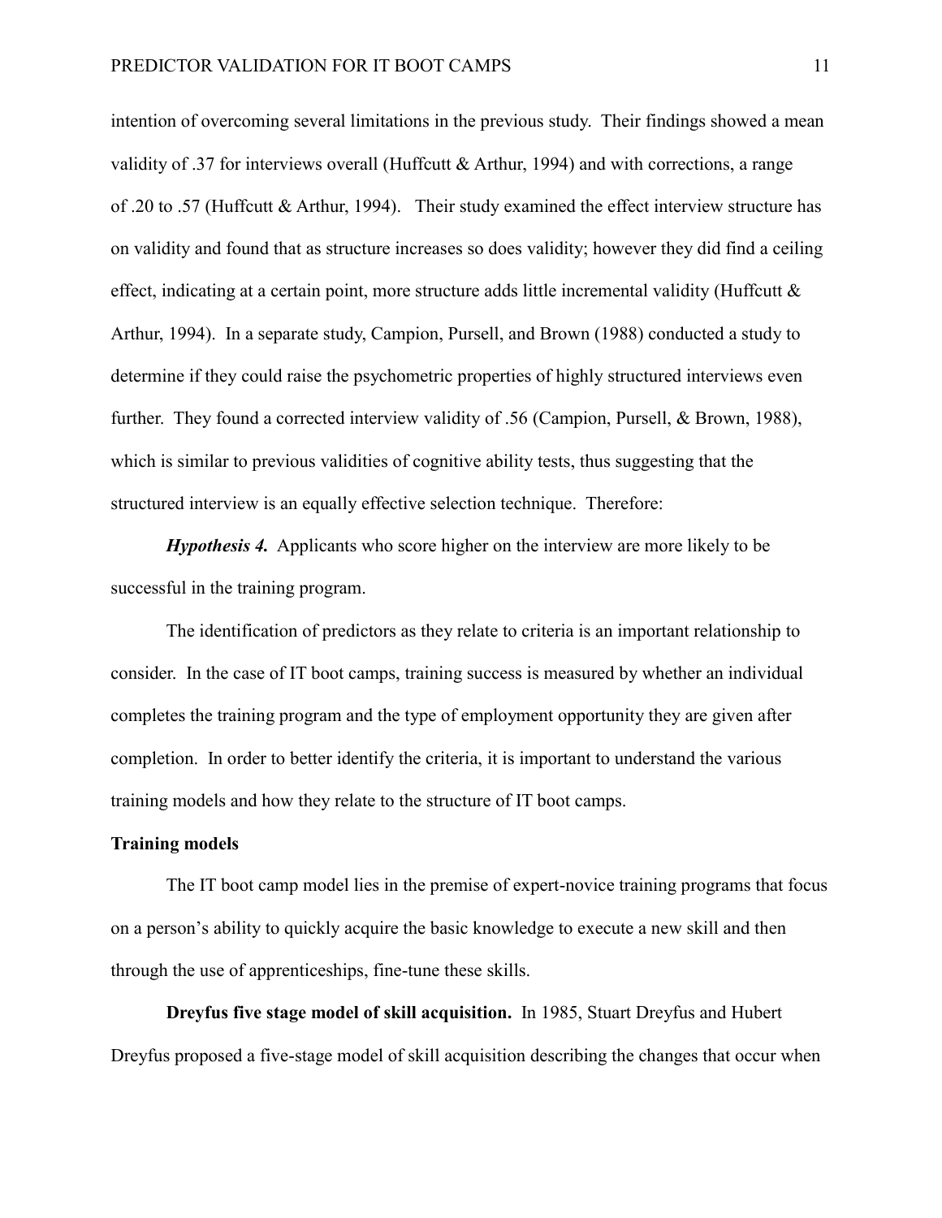intention of overcoming several limitations in the previous study. Their findings showed a mean validity of .37 for interviews overall (Huffcutt & Arthur, 1994) and with corrections, a range of .20 to .57 (Huffcutt & Arthur, 1994). Their study examined the effect interview structure has on validity and found that as structure increases so does validity; however they did find a ceiling effect, indicating at a certain point, more structure adds little incremental validity (Huffcutt & Arthur, 1994). In a separate study, Campion, Pursell, and Brown (1988) conducted a study to determine if they could raise the psychometric properties of highly structured interviews even further. They found a corrected interview validity of .56 (Campion, Pursell, & Brown, 1988), which is similar to previous validities of cognitive ability tests, thus suggesting that the structured interview is an equally effective selection technique. Therefore:

***Hypothesis 4.*** Applicants who score higher on the interview are more likely to be successful in the training program.

The identification of predictors as they relate to criteria is an important relationship to consider. In the case of IT boot camps, training success is measured by whether an individual completes the training program and the type of employment opportunity they are given after completion. In order to better identify the criteria, it is important to understand the various training models and how they relate to the structure of IT boot camps.

**Training models**

The IT boot camp model lies in the premise of expert-novice training programs that focus on a person's ability to quickly acquire the basic knowledge to execute a new skill and then through the use of apprenticeships, fine-tune these skills.

**Dreyfus five stage model of skill acquisition.** In 1985, Stuart Dreyfus and Hubert Dreyfus proposed a five-stage model of skill acquisition describing the changes that occur when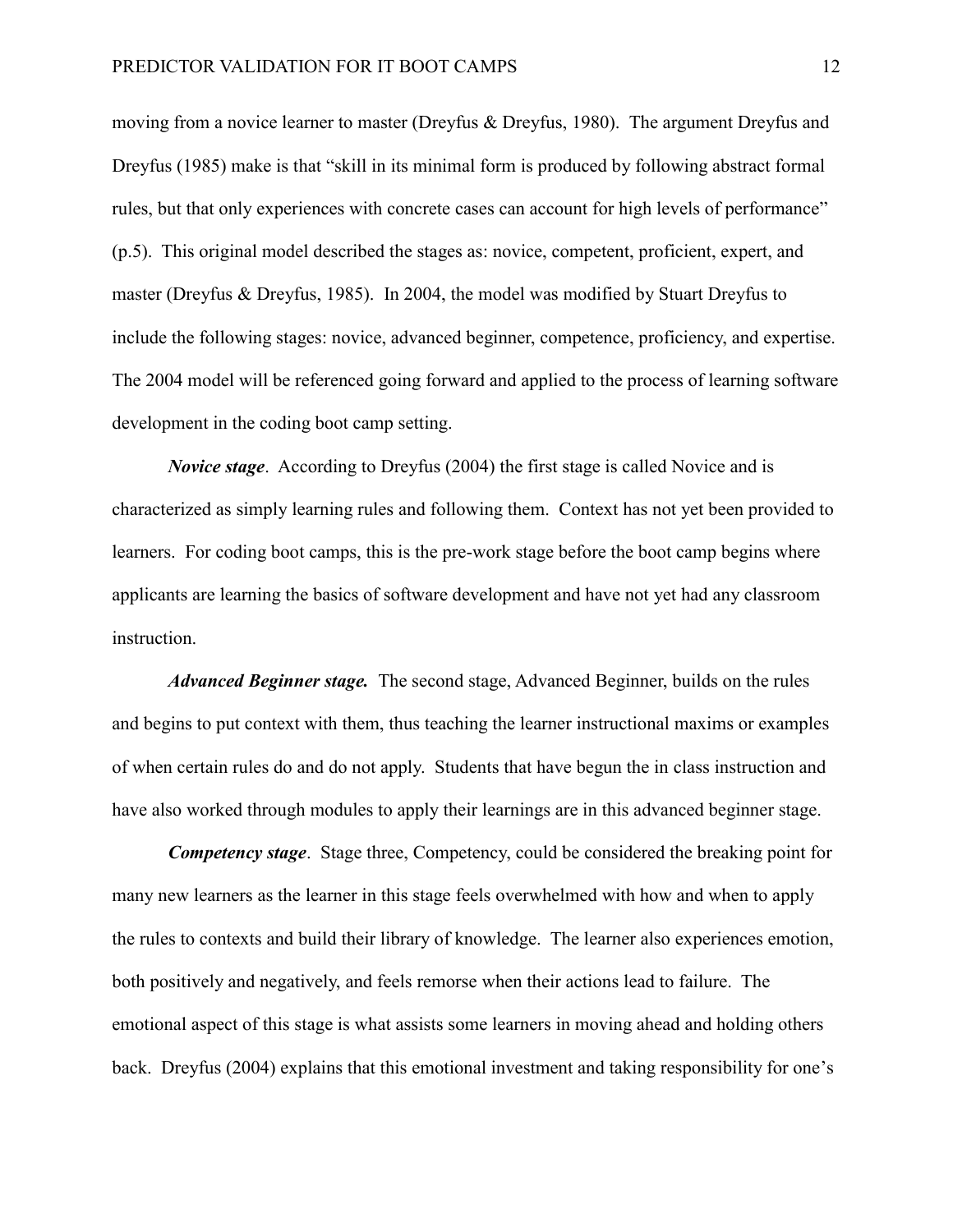moving from a novice learner to master (Dreyfus & Dreyfus, 1980). The argument Dreyfus and Dreyfus (1985) make is that "skill in its minimal form is produced by following abstract formal rules, but that only experiences with concrete cases can account for high levels of performance" (p.5). This original model described the stages as: novice, competent, proficient, expert, and master (Dreyfus & Dreyfus, 1985). In 2004, the model was modified by Stuart Dreyfus to include the following stages: novice, advanced beginner, competence, proficiency, and expertise. The 2004 model will be referenced going forward and applied to the process of learning software development in the coding boot camp setting.

***Novice stage***. According to Dreyfus (2004) the first stage is called Novice and is characterized as simply learning rules and following them. Context has not yet been provided to learners. For coding boot camps, this is the pre-work stage before the boot camp begins where applicants are learning the basics of software development and have not yet had any classroom instruction.

***Advanced Beginner stage.*** The second stage, Advanced Beginner, builds on the rules and begins to put context with them, thus teaching the learner instructional maxims or examples of when certain rules do and do not apply. Students that have begun the in class instruction and have also worked through modules to apply their learnings are in this advanced beginner stage.

***Competency stage***. Stage three, Competency, could be considered the breaking point for many new learners as the learner in this stage feels overwhelmed with how and when to apply the rules to contexts and build their library of knowledge. The learner also experiences emotion, both positively and negatively, and feels remorse when their actions lead to failure. The emotional aspect of this stage is what assists some learners in moving ahead and holding others back. Dreyfus (2004) explains that this emotional investment and taking responsibility for one's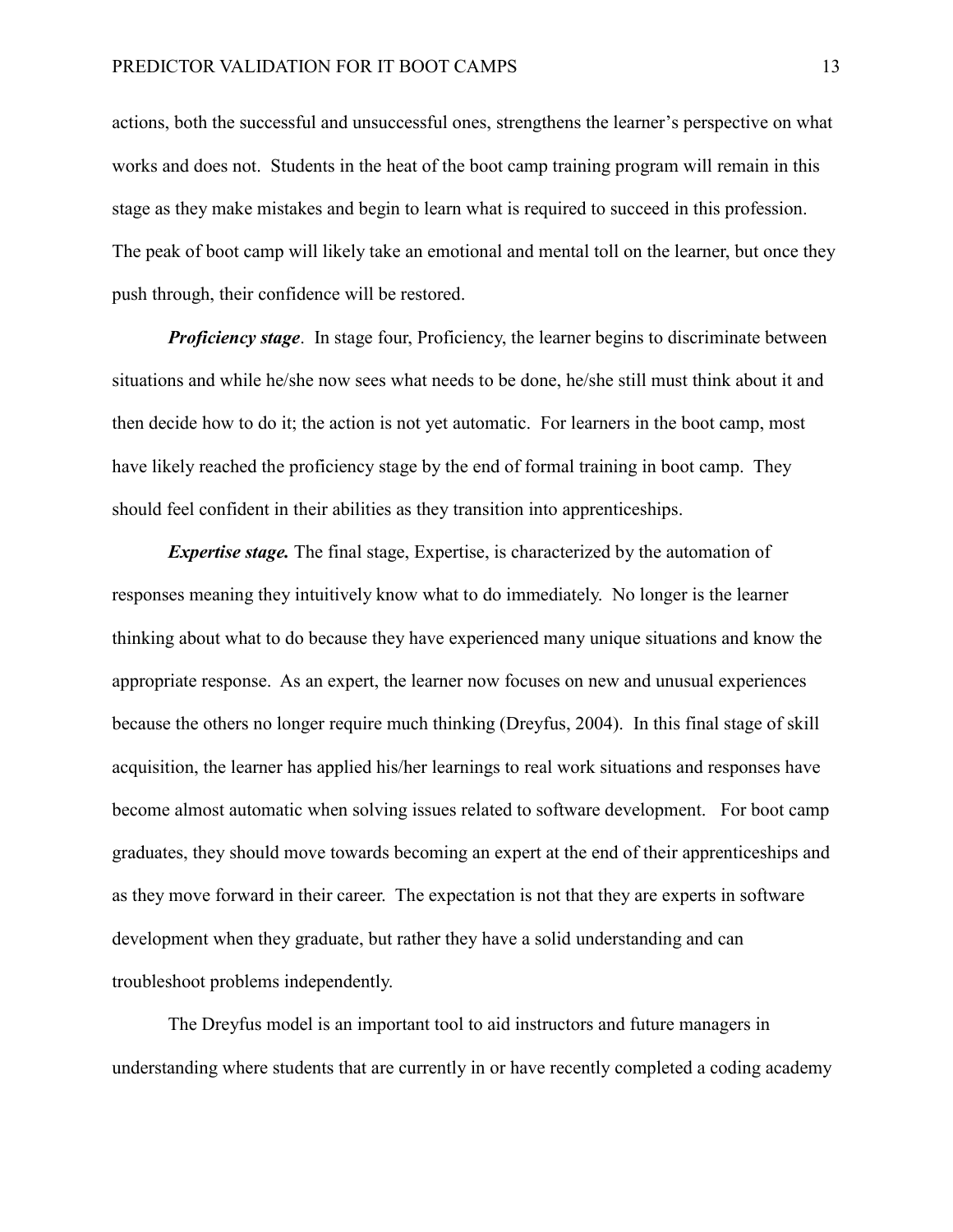actions, both the successful and unsuccessful ones, strengthens the learner's perspective on what works and does not. Students in the heat of the boot camp training program will remain in this stage as they make mistakes and begin to learn what is required to succeed in this profession. The peak of boot camp will likely take an emotional and mental toll on the learner, but once they push through, their confidence will be restored.

***Proficiency stage***. In stage four, Proficiency, the learner begins to discriminate between situations and while he/she now sees what needs to be done, he/she still must think about it and then decide how to do it; the action is not yet automatic. For learners in the boot camp, most have likely reached the proficiency stage by the end of formal training in boot camp. They should feel confident in their abilities as they transition into apprenticeships.

***Expertise stage.*** The final stage, Expertise, is characterized by the automation of responses meaning they intuitively know what to do immediately. No longer is the learner thinking about what to do because they have experienced many unique situations and know the appropriate response. As an expert, the learner now focuses on new and unusual experiences because the others no longer require much thinking (Dreyfus, 2004). In this final stage of skill acquisition, the learner has applied his/her learnings to real work situations and responses have become almost automatic when solving issues related to software development. For boot camp graduates, they should move towards becoming an expert at the end of their apprenticeships and as they move forward in their career. The expectation is not that they are experts in software development when they graduate, but rather they have a solid understanding and can troubleshoot problems independently.

The Dreyfus model is an important tool to aid instructors and future managers in understanding where students that are currently in or have recently completed a coding academy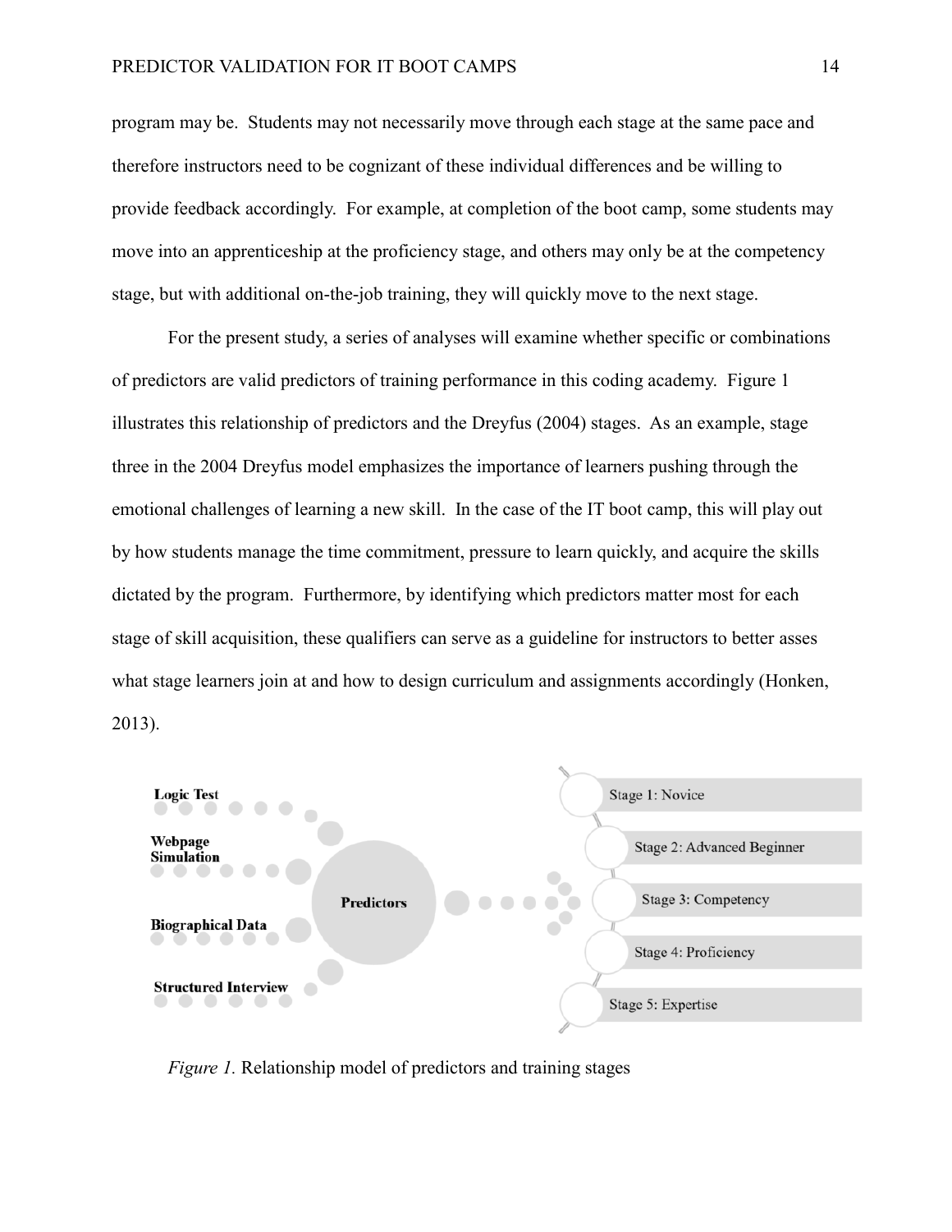program may be. Students may not necessarily move through each stage at the same pace and therefore instructors need to be cognizant of these individual differences and be willing to provide feedback accordingly. For example, at completion of the boot camp, some students may move into an apprenticeship at the proficiency stage, and others may only be at the competency stage, but with additional on-the-job training, they will quickly move to the next stage.

For the present study, a series of analyses will examine whether specific or combinations of predictors are valid predictors of training performance in this coding academy. Figure 1 illustrates this relationship of predictors and the Dreyfus (2004) stages. As an example, stage three in the 2004 Dreyfus model emphasizes the importance of learners pushing through the emotional challenges of learning a new skill. In the case of the IT boot camp, this will play out by how students manage the time commitment, pressure to learn quickly, and acquire the skills dictated by the program. Furthermore, by identifying which predictors matter most for each stage of skill acquisition, these qualifiers can serve as a guideline for instructors to better asses what stage learners join at and how to design curriculum and assignments accordingly (Honken, 2013).

Logic Test

Webpage Simulation

Biographical Data

Structured Interview

Predictors

Stage 1: Novice

Stage 2: Advanced Beginner

Stage 3: Competency

Stage 4: Proficiency

Stage 5: Expertise

*Figure 1.* Relationship model of predictors and training stages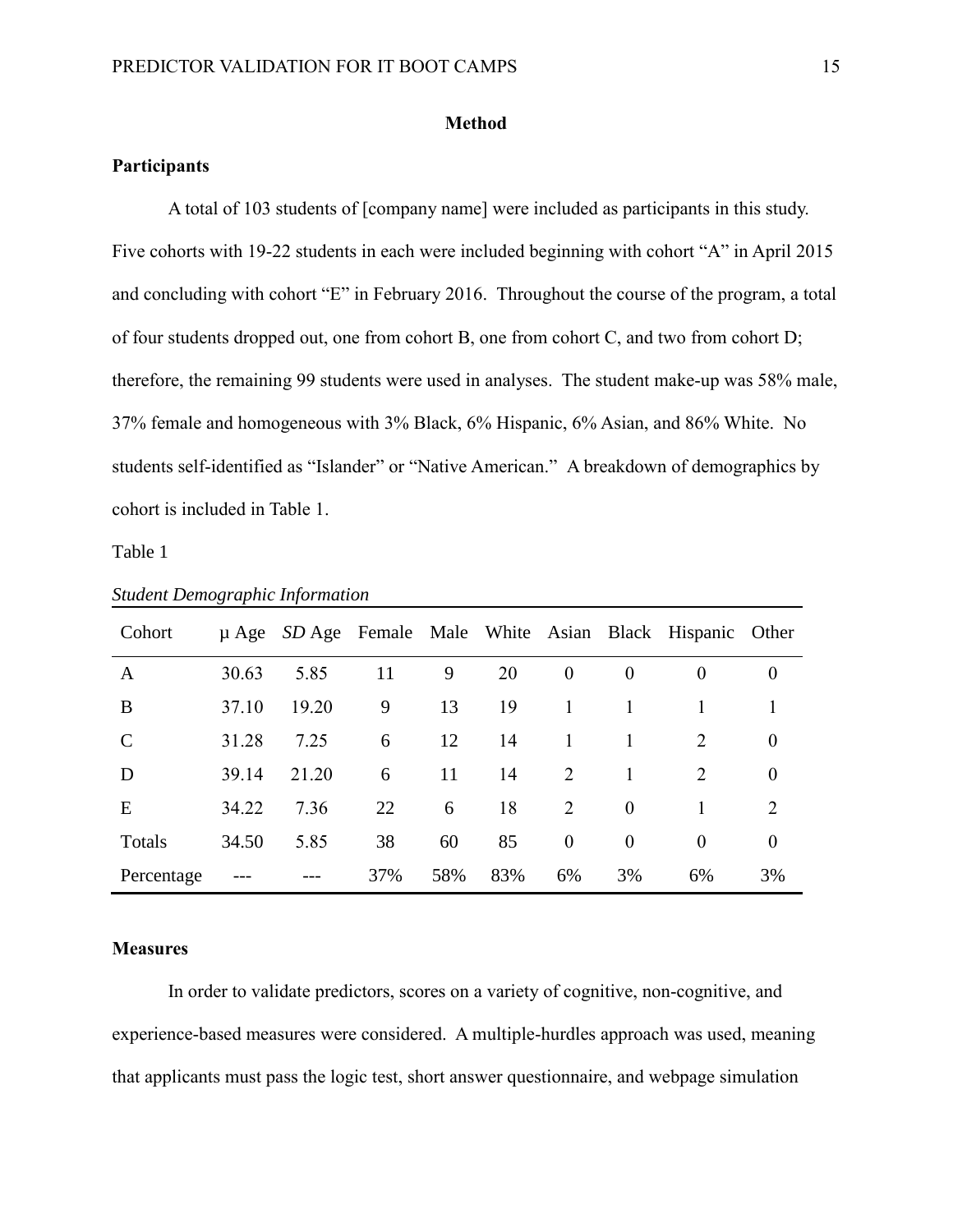# Method

## Participants

A total of 103 students of [company name] were included as participants in this study. Five cohorts with 19-22 students in each were included beginning with cohort "A" in April 2015 and concluding with cohort "E" in February 2016. Throughout the course of the program, a total of four students dropped out, one from cohort B, one from cohort C, and two from cohort D; therefore, the remaining 99 students were used in analyses. The student make-up was 58% male, 37% female and homogeneous with 3% Black, 6% Hispanic, 6% Asian, and 86% White. No students self-identified as "Islander" or "Native American." A breakdown of demographics by cohort is included in Table 1.

Table 1

*Student Demographic Information*

| Cohort | μ Age | *SD* Age | Female | Male | White | Asian | Black | Hispanic | Other |
|---|---|---|---|---|---|---|---|---|---|
| A | 30.63 | 5.85 | 11 | 9 | 20 | 0 | 0 | 0 | 0 |
| B | 37.10 | 19.20 | 9 | 13 | 19 | 1 | 1 | 1 | 1 |
| C | 31.28 | 7.25 | 6 | 12 | 14 | 1 | 1 | 2 | 0 |
| D | 39.14 | 21.20 | 6 | 11 | 14 | 2 | 1 | 2 | 0 |
| E | 34.22 | 7.36 | 22 | 6 | 18 | 2 | 0 | 1 | 2 |
| Totals | 34.50 | 5.85 | 38 | 60 | 85 | 0 | 0 | 0 | 0 |
| Percentage | --- | --- | 37% | 58% | 83% | 6% | 3% | 6% | 3% |

## Measures

In order to validate predictors, scores on a variety of cognitive, non-cognitive, and experience-based measures were considered. A multiple-hurdles approach was used, meaning that applicants must pass the logic test, short answer questionnaire, and webpage simulation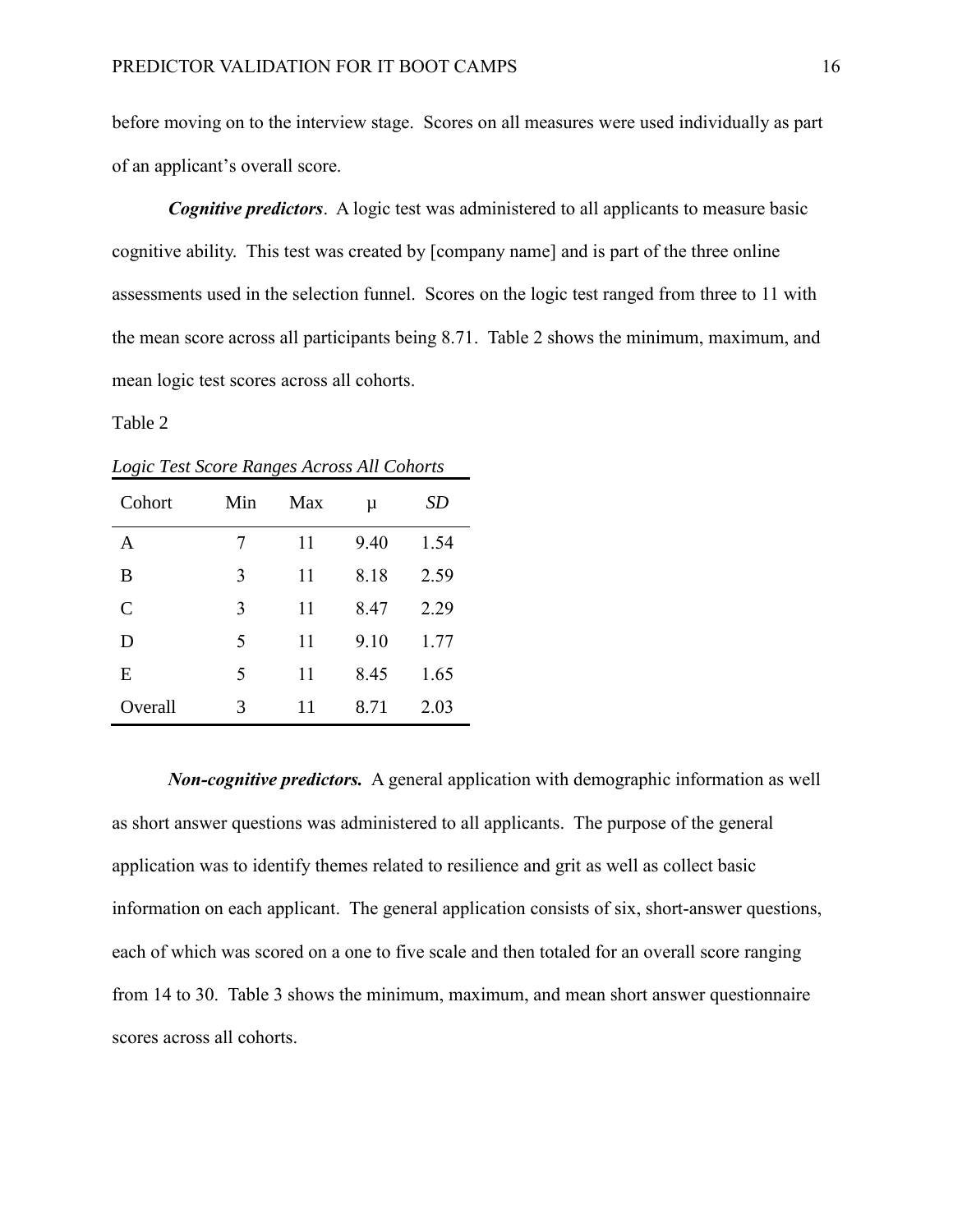before moving on to the interview stage. Scores on all measures were used individually as part of an applicant's overall score.

***Cognitive predictors***. A logic test was administered to all applicants to measure basic cognitive ability. This test was created by [company name] and is part of the three online assessments used in the selection funnel. Scores on the logic test ranged from three to 11 with the mean score across all participants being 8.71. Table 2 shows the minimum, maximum, and mean logic test scores across all cohorts.

Table 2

*Logic Test Score Ranges Across All Cohorts*

| Cohort | Min | Max | μ | *SD* |
|---|---|---|---|---|
| A | 7 | 11 | 9.40 | 1.54 |
| B | 3 | 11 | 8.18 | 2.59 |
| C | 3 | 11 | 8.47 | 2.29 |
| D | 5 | 11 | 9.10 | 1.77 |
| E | 5 | 11 | 8.45 | 1.65 |
| Overall | 3 | 11 | 8.71 | 2.03 |

***Non-cognitive predictors.*** A general application with demographic information as well as short answer questions was administered to all applicants. The purpose of the general application was to identify themes related to resilience and grit as well as collect basic information on each applicant. The general application consists of six, short-answer questions, each of which was scored on a one to five scale and then totaled for an overall score ranging from 14 to 30. Table 3 shows the minimum, maximum, and mean short answer questionnaire scores across all cohorts.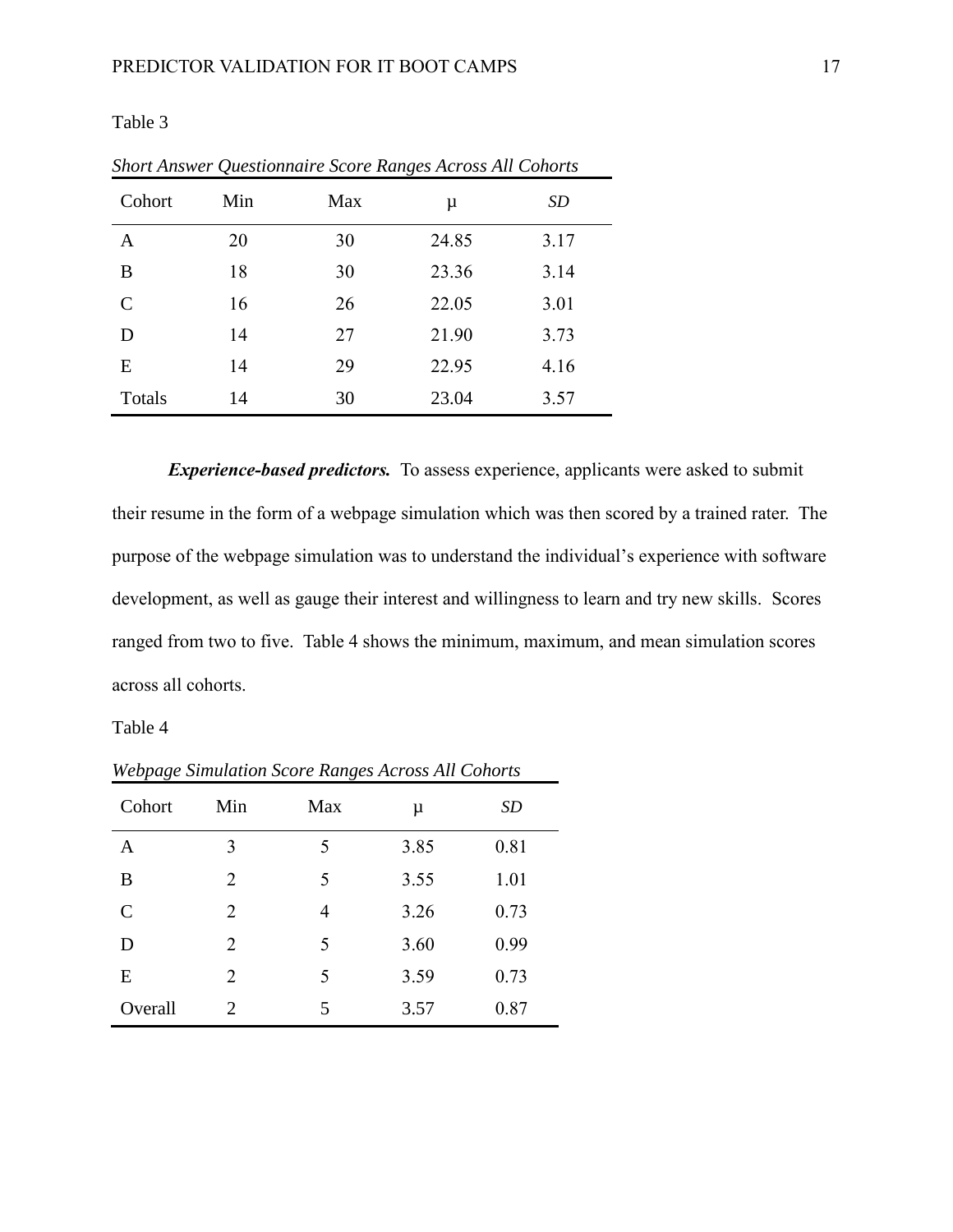Table 3

*Short Answer Questionnaire Score Ranges Across All Cohorts*

| Cohort | Min | Max | μ | *SD* |
|---|---|---|---|---|
| A | 20 | 30 | 24.85 | 3.17 |
| B | 18 | 30 | 23.36 | 3.14 |
| C | 16 | 26 | 22.05 | 3.01 |
| D | 14 | 27 | 21.90 | 3.73 |
| E | 14 | 29 | 22.95 | 4.16 |
| Totals | 14 | 30 | 23.04 | 3.57 |

***Experience-based predictors.*** To assess experience, applicants were asked to submit their resume in the form of a webpage simulation which was then scored by a trained rater. The purpose of the webpage simulation was to understand the individual's experience with software development, as well as gauge their interest and willingness to learn and try new skills. Scores ranged from two to five. Table 4 shows the minimum, maximum, and mean simulation scores across all cohorts.

Table 4

*Webpage Simulation Score Ranges Across All Cohorts*

| Cohort | Min | Max | μ | *SD* |
|---|---|---|---|---|
| A | 3 | 5 | 3.85 | 0.81 |
| B | 2 | 5 | 3.55 | 1.01 |
| C | 2 | 4 | 3.26 | 0.73 |
| D | 2 | 5 | 3.60 | 0.99 |
| E | 2 | 5 | 3.59 | 0.73 |
| Overall | 2 | 5 | 3.57 | 0.87 |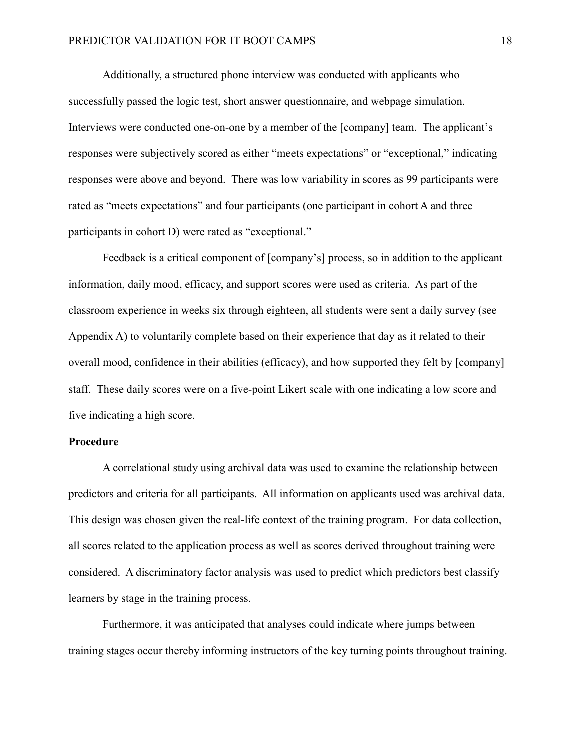Additionally, a structured phone interview was conducted with applicants who successfully passed the logic test, short answer questionnaire, and webpage simulation. Interviews were conducted one-on-one by a member of the [company] team. The applicant's responses were subjectively scored as either "meets expectations" or "exceptional," indicating responses were above and beyond. There was low variability in scores as 99 participants were rated as "meets expectations" and four participants (one participant in cohort A and three participants in cohort D) were rated as "exceptional."

Feedback is a critical component of [company's] process, so in addition to the applicant information, daily mood, efficacy, and support scores were used as criteria. As part of the classroom experience in weeks six through eighteen, all students were sent a daily survey (see Appendix A) to voluntarily complete based on their experience that day as it related to their overall mood, confidence in their abilities (efficacy), and how supported they felt by [company] staff. These daily scores were on a five-point Likert scale with one indicating a low score and five indicating a high score.

**Procedure**

A correlational study using archival data was used to examine the relationship between predictors and criteria for all participants. All information on applicants used was archival data. This design was chosen given the real-life context of the training program. For data collection, all scores related to the application process as well as scores derived throughout training were considered. A discriminatory factor analysis was used to predict which predictors best classify learners by stage in the training process.

Furthermore, it was anticipated that analyses could indicate where jumps between training stages occur thereby informing instructors of the key turning points throughout training.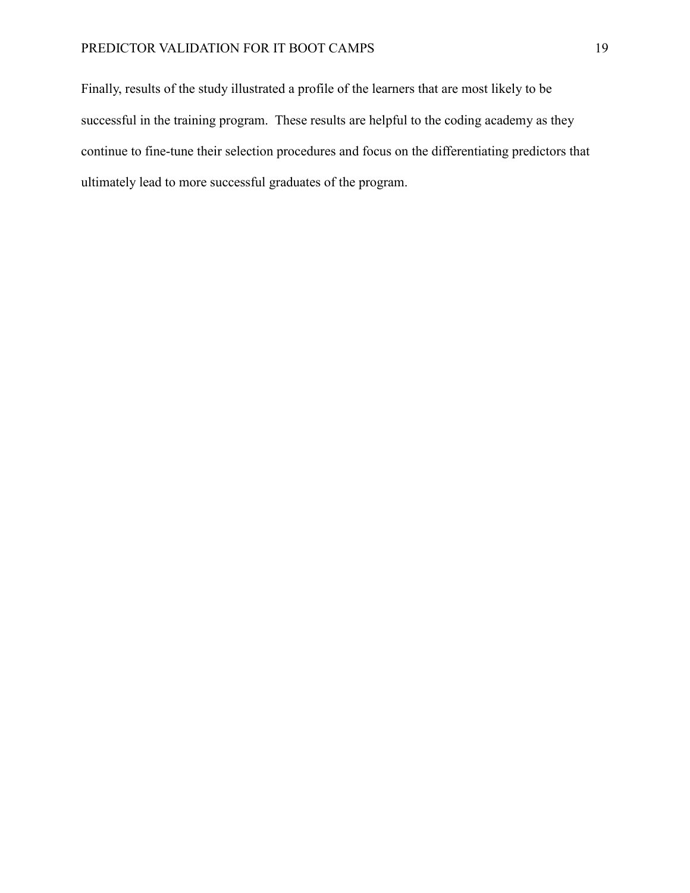Finally, results of the study illustrated a profile of the learners that are most likely to be successful in the training program.  These results are helpful to the coding academy as they continue to fine-tune their selection procedures and focus on the differentiating predictors that ultimately lead to more successful graduates of the program.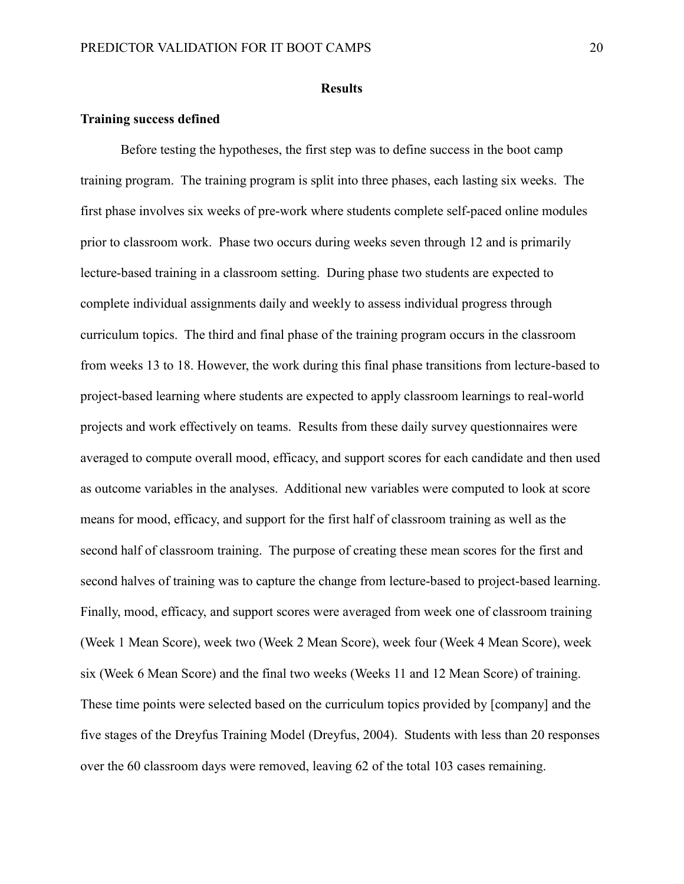## Results

### Training success defined

Before testing the hypotheses, the first step was to define success in the boot camp training program. The training program is split into three phases, each lasting six weeks. The first phase involves six weeks of pre-work where students complete self-paced online modules prior to classroom work. Phase two occurs during weeks seven through 12 and is primarily lecture-based training in a classroom setting. During phase two students are expected to complete individual assignments daily and weekly to assess individual progress through curriculum topics. The third and final phase of the training program occurs in the classroom from weeks 13 to 18. However, the work during this final phase transitions from lecture-based to project-based learning where students are expected to apply classroom learnings to real-world projects and work effectively on teams. Results from these daily survey questionnaires were averaged to compute overall mood, efficacy, and support scores for each candidate and then used as outcome variables in the analyses. Additional new variables were computed to look at score means for mood, efficacy, and support for the first half of classroom training as well as the second half of classroom training. The purpose of creating these mean scores for the first and second halves of training was to capture the change from lecture-based to project-based learning. Finally, mood, efficacy, and support scores were averaged from week one of classroom training (Week 1 Mean Score), week two (Week 2 Mean Score), week four (Week 4 Mean Score), week six (Week 6 Mean Score) and the final two weeks (Weeks 11 and 12 Mean Score) of training. These time points were selected based on the curriculum topics provided by [company] and the five stages of the Dreyfus Training Model (Dreyfus, 2004). Students with less than 20 responses over the 60 classroom days were removed, leaving 62 of the total 103 cases remaining.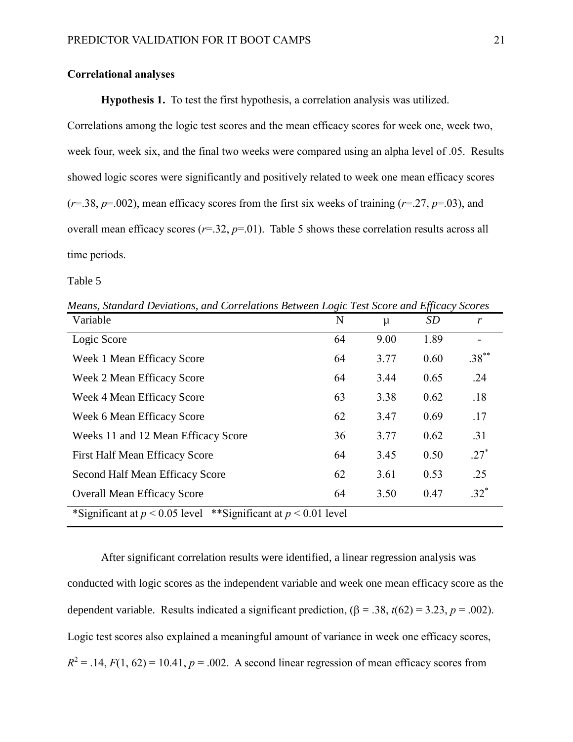**Correlational analyses**

**Hypothesis 1.** To test the first hypothesis, a correlation analysis was utilized. Correlations among the logic test scores and the mean efficacy scores for week one, week two, week four, week six, and the final two weeks were compared using an alpha level of .05. Results showed logic scores were significantly and positively related to week one mean efficacy scores ($r$=.38, $p$=.002), mean efficacy scores from the first six weeks of training ($r$=.27, $p$=.03), and overall mean efficacy scores ($r$=.32, $p$=.01). Table 5 shows these correlation results across all time periods.

Table 5

*Means, Standard Deviations, and Correlations Between Logic Test Score and Efficacy Scores*

| Variable | N | μ | *SD* | *r* |
|---|---|---|---|---|
| Logic Score | 64 | 9.00 | 1.89 | - |
| Week 1 Mean Efficacy Score | 64 | 3.77 | 0.60 | .38** |
| Week 2 Mean Efficacy Score | 64 | 3.44 | 0.65 | .24 |
| Week 4 Mean Efficacy Score | 63 | 3.38 | 0.62 | .18 |
| Week 6 Mean Efficacy Score | 62 | 3.47 | 0.69 | .17 |
| Weeks 11 and 12 Mean Efficacy Score | 36 | 3.77 | 0.62 | .31 |
| First Half Mean Efficacy Score | 64 | 3.45 | 0.50 | .27* |
| Second Half Mean Efficacy Score | 62 | 3.61 | 0.53 | .25 |
| Overall Mean Efficacy Score | 64 | 3.50 | 0.47 | .32* |

*Significant at $p < 0.05$ level  **Significant at $p < 0.01$ level

After significant correlation results were identified, a linear regression analysis was conducted with logic scores as the independent variable and week one mean efficacy score as the dependent variable. Results indicated a significant prediction, ($\beta$ = .38, $t(62) = 3.23$, $p$ = .002). Logic test scores also explained a meaningful amount of variance in week one efficacy scores, $R^2 = .14$, $F(1, 62) = 10.41$, $p = .002$. A second linear regression of mean efficacy scores from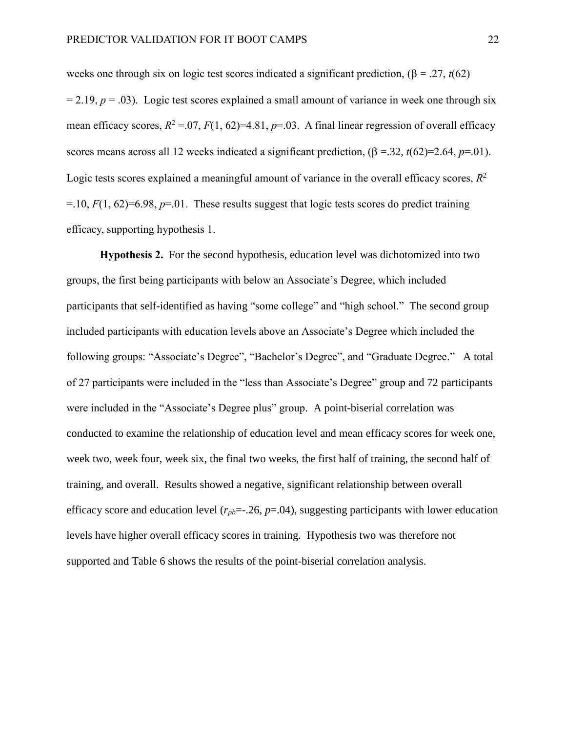weeks one through six on logic test scores indicated a significant prediction, ($\beta$ = .27, $t(62)$ = 2.19, $p$ = .03). Logic test scores explained a small amount of variance in week one through six mean efficacy scores, $R^2$ =.07, $F(1, 62)$=4.81, $p$=.03. A final linear regression of overall efficacy scores means across all 12 weeks indicated a significant prediction, ($\beta$ =.32, $t(62)$=2.64, $p$=.01). Logic tests scores explained a meaningful amount of variance in the overall efficacy scores, $R^2$ =.10, $F(1, 62)$=6.98, $p$=.01. These results suggest that logic tests scores do predict training efficacy, supporting hypothesis 1.

**Hypothesis 2.** For the second hypothesis, education level was dichotomized into two groups, the first being participants with below an Associate's Degree, which included participants that self-identified as having "some college" and "high school." The second group included participants with education levels above an Associate's Degree which included the following groups: "Associate's Degree", "Bachelor's Degree", and "Graduate Degree." A total of 27 participants were included in the "less than Associate's Degree" group and 72 participants were included in the "Associate's Degree plus" group. A point-biserial correlation was conducted to examine the relationship of education level and mean efficacy scores for week one, week two, week four, week six, the final two weeks, the first half of training, the second half of training, and overall. Results showed a negative, significant relationship between overall efficacy score and education level ($r_{pb}$=-.26, $p$=.04), suggesting participants with lower education levels have higher overall efficacy scores in training. Hypothesis two was therefore not supported and Table 6 shows the results of the point-biserial correlation analysis.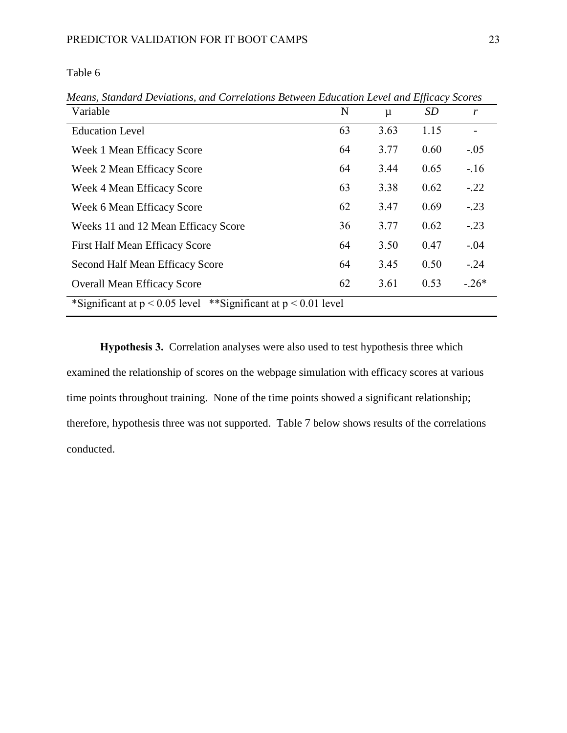Table 6

*Means, Standard Deviations, and Correlations Between Education Level and Efficacy Scores*

| Variable | N | μ | *SD* | *r* |
|---|---|---|---|---|
| Education Level | 63 | 3.63 | 1.15 | - |
| Week 1 Mean Efficacy Score | 64 | 3.77 | 0.60 | -.05 |
| Week 2 Mean Efficacy Score | 64 | 3.44 | 0.65 | -.16 |
| Week 4 Mean Efficacy Score | 63 | 3.38 | 0.62 | -.22 |
| Week 6 Mean Efficacy Score | 62 | 3.47 | 0.69 | -.23 |
| Weeks 11 and 12 Mean Efficacy Score | 36 | 3.77 | 0.62 | -.23 |
| First Half Mean Efficacy Score | 64 | 3.50 | 0.47 | -.04 |
| Second Half Mean Efficacy Score | 64 | 3.45 | 0.50 | -.24 |
| Overall Mean Efficacy Score | 62 | 3.61 | 0.53 | -.26* |

*Significant at $p < 0.05$ level **Significant at $p < 0.01$ level

**Hypothesis 3.** Correlation analyses were also used to test hypothesis three which examined the relationship of scores on the webpage simulation with efficacy scores at various time points throughout training. None of the time points showed a significant relationship; therefore, hypothesis three was not supported. Table 7 below shows results of the correlations conducted.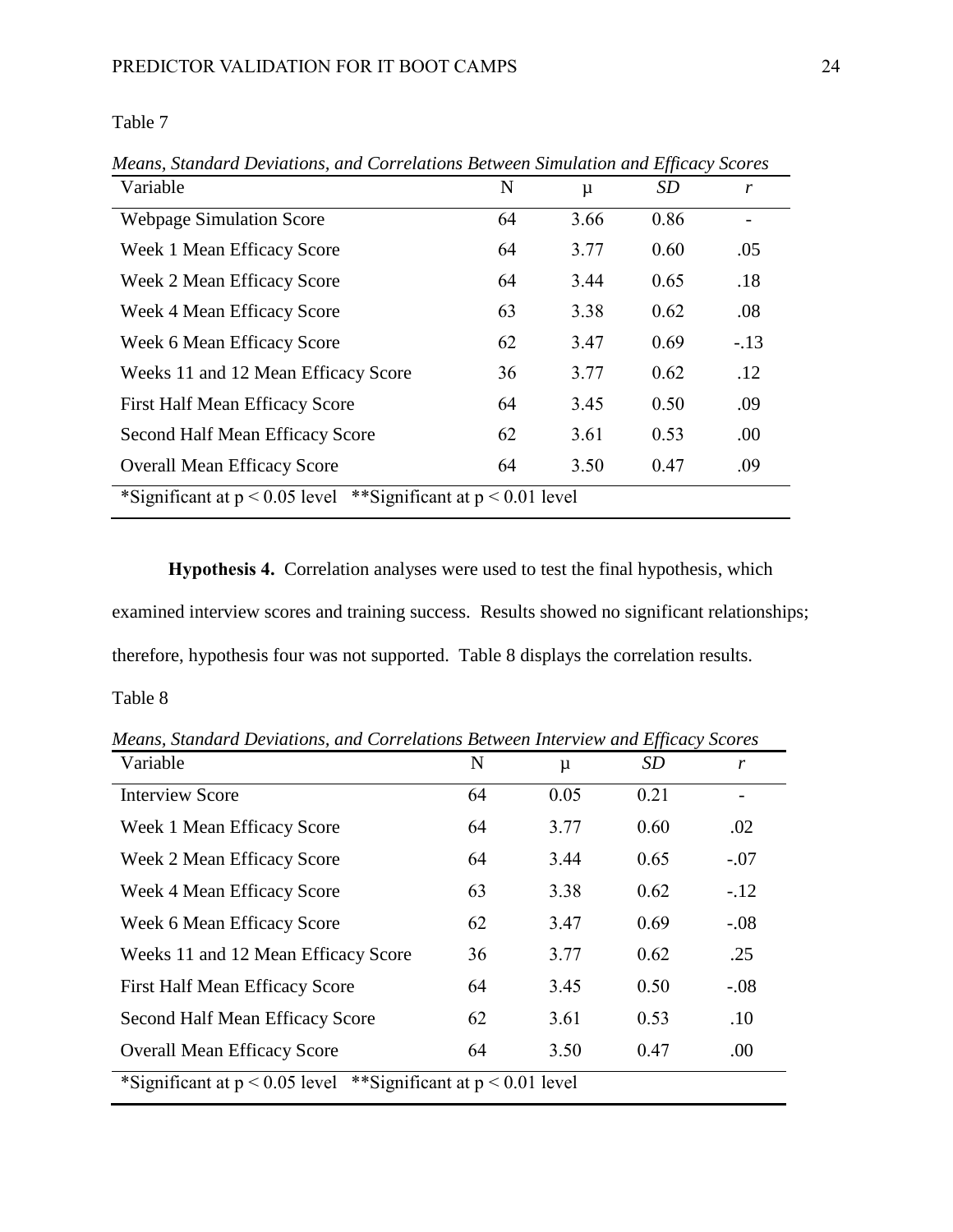Table 7

*Means, Standard Deviations, and Correlations Between Simulation and Efficacy Scores*

| Variable | N | μ | *SD* | *r* |
|---|---|---|---|---|
| Webpage Simulation Score | 64 | 3.66 | 0.86 | - |
| Week 1 Mean Efficacy Score | 64 | 3.77 | 0.60 | .05 |
| Week 2 Mean Efficacy Score | 64 | 3.44 | 0.65 | .18 |
| Week 4 Mean Efficacy Score | 63 | 3.38 | 0.62 | .08 |
| Week 6 Mean Efficacy Score | 62 | 3.47 | 0.69 | -.13 |
| Weeks 11 and 12 Mean Efficacy Score | 36 | 3.77 | 0.62 | .12 |
| First Half Mean Efficacy Score | 64 | 3.45 | 0.50 | .09 |
| Second Half Mean Efficacy Score | 62 | 3.61 | 0.53 | .00 |
| Overall Mean Efficacy Score | 64 | 3.50 | 0.47 | .09 |

*Significant at $p < 0.05$ level **Significant at $p < 0.01$ level

**Hypothesis 4.** Correlation analyses were used to test the final hypothesis, which examined interview scores and training success. Results showed no significant relationships; therefore, hypothesis four was not supported. Table 8 displays the correlation results.

Table 8

*Means, Standard Deviations, and Correlations Between Interview and Efficacy Scores*

| Variable | N | μ | *SD* | *r* |
|---|---|---|---|---|
| Interview Score | 64 | 0.05 | 0.21 | - |
| Week 1 Mean Efficacy Score | 64 | 3.77 | 0.60 | .02 |
| Week 2 Mean Efficacy Score | 64 | 3.44 | 0.65 | -.07 |
| Week 4 Mean Efficacy Score | 63 | 3.38 | 0.62 | -.12 |
| Week 6 Mean Efficacy Score | 62 | 3.47 | 0.69 | -.08 |
| Weeks 11 and 12 Mean Efficacy Score | 36 | 3.77 | 0.62 | .25 |
| First Half Mean Efficacy Score | 64 | 3.45 | 0.50 | -.08 |
| Second Half Mean Efficacy Score | 62 | 3.61 | 0.53 | .10 |
| Overall Mean Efficacy Score | 64 | 3.50 | 0.47 | .00 |

*Significant at $p < 0.05$ level **Significant at $p < 0.01$ level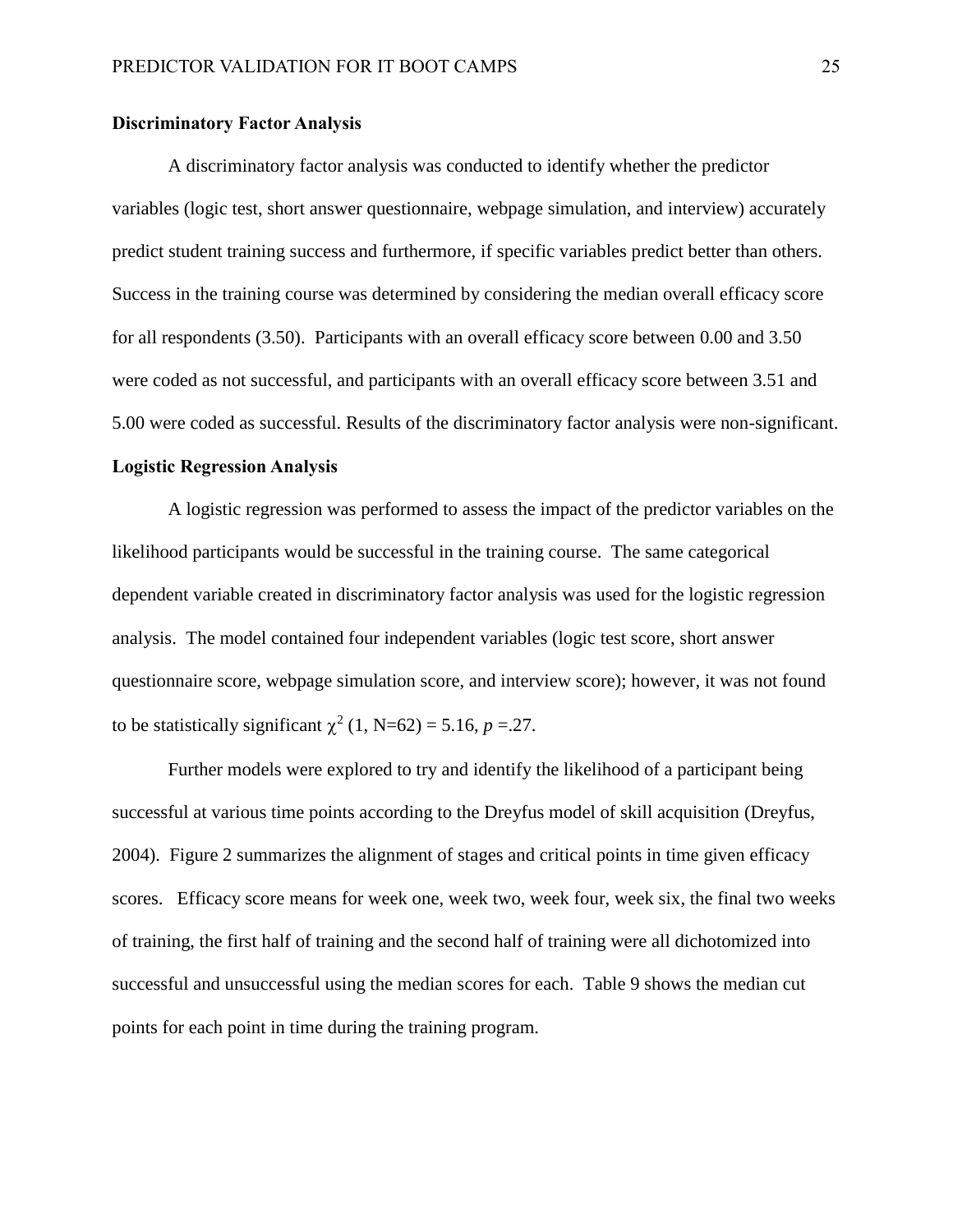### Discriminatory Factor Analysis

A discriminatory factor analysis was conducted to identify whether the predictor variables (logic test, short answer questionnaire, webpage simulation, and interview) accurately predict student training success and furthermore, if specific variables predict better than others. Success in the training course was determined by considering the median overall efficacy score for all respondents (3.50). Participants with an overall efficacy score between 0.00 and 3.50 were coded as not successful, and participants with an overall efficacy score between 3.51 and 5.00 were coded as successful. Results of the discriminatory factor analysis were non-significant.

### Logistic Regression Analysis

A logistic regression was performed to assess the impact of the predictor variables on the likelihood participants would be successful in the training course. The same categorical dependent variable created in discriminatory factor analysis was used for the logistic regression analysis. The model contained four independent variables (logic test score, short answer questionnaire score, webpage simulation score, and interview score); however, it was not found to be statistically significant $\chi^2$ (1, N=62) = 5.16, *p* =.27.

Further models were explored to try and identify the likelihood of a participant being successful at various time points according to the Dreyfus model of skill acquisition (Dreyfus, 2004). Figure 2 summarizes the alignment of stages and critical points in time given efficacy scores. Efficacy score means for week one, week two, week four, week six, the final two weeks of training, the first half of training and the second half of training were all dichotomized into successful and unsuccessful using the median scores for each. Table 9 shows the median cut points for each point in time during the training program.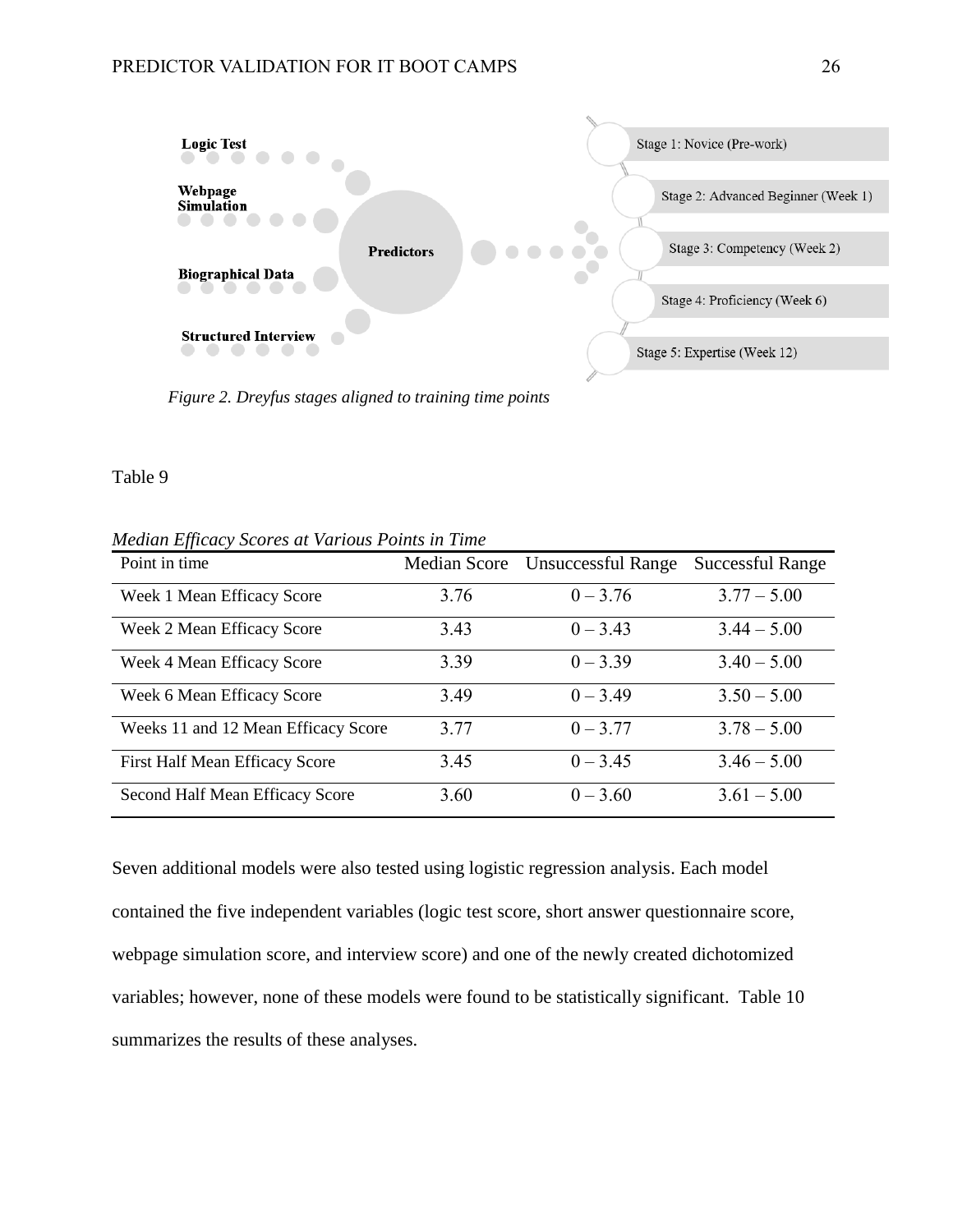Logic Test

Webpage Simulation

Biographical Data

Structured Interview

Predictors

Stage 1: Novice (Pre-work)

Stage 2: Advanced Beginner (Week 1)

Stage 3: Competency (Week 2)

Stage 4: Proficiency (Week 6)

Stage 5: Expertise (Week 12)

*Figure 2. Dreyfus stages aligned to training time points*

Table 9

*Median Efficacy Scores at Various Points in Time*

| Point in time | Median Score | Unsuccessful Range | Successful Range |
|---|---|---|---|
| Week 1 Mean Efficacy Score | 3.76 | 0 – 3.76 | 3.77 – 5.00 |
| Week 2 Mean Efficacy Score | 3.43 | 0 – 3.43 | 3.44 – 5.00 |
| Week 4 Mean Efficacy Score | 3.39 | 0 – 3.39 | 3.40 – 5.00 |
| Week 6 Mean Efficacy Score | 3.49 | 0 – 3.49 | 3.50 – 5.00 |
| Weeks 11 and 12 Mean Efficacy Score | 3.77 | 0 – 3.77 | 3.78 – 5.00 |
| First Half Mean Efficacy Score | 3.45 | 0 – 3.45 | 3.46 – 5.00 |
| Second Half Mean Efficacy Score | 3.60 | 0 – 3.60 | 3.61 – 5.00 |

Seven additional models were also tested using logistic regression analysis. Each model contained the five independent variables (logic test score, short answer questionnaire score, webpage simulation score, and interview score) and one of the newly created dichotomized variables; however, none of these models were found to be statistically significant. Table 10 summarizes the results of these analyses.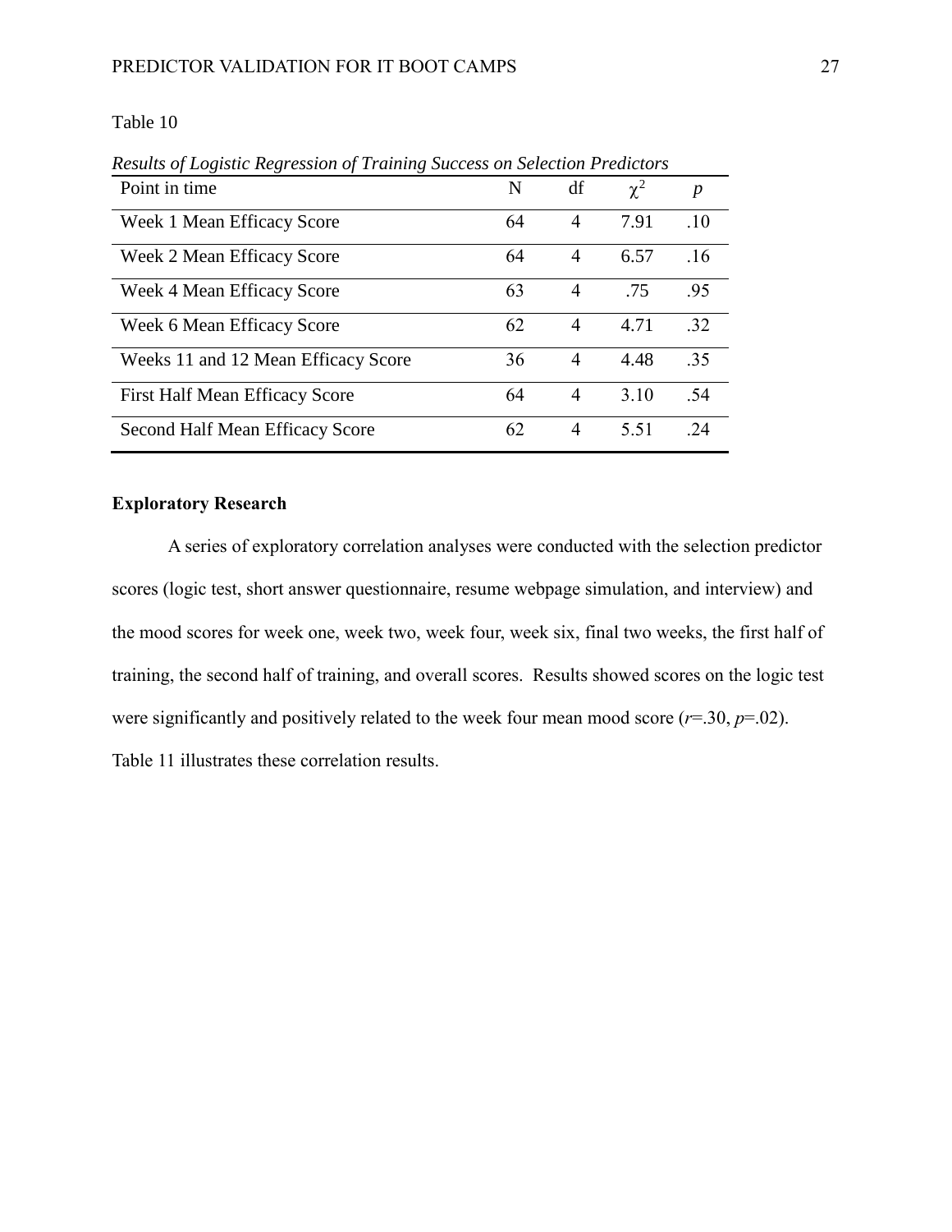Table 10

*Results of Logistic Regression of Training Success on Selection Predictors*

| Point in time | N | df | $\chi^2$ | *p* |
|---|---|---|---|---|
| Week 1 Mean Efficacy Score | 64 | 4 | 7.91 | .10 |
| Week 2 Mean Efficacy Score | 64 | 4 | 6.57 | .16 |
| Week 4 Mean Efficacy Score | 63 | 4 | .75 | .95 |
| Week 6 Mean Efficacy Score | 62 | 4 | 4.71 | .32 |
| Weeks 11 and 12 Mean Efficacy Score | 36 | 4 | 4.48 | .35 |
| First Half Mean Efficacy Score | 64 | 4 | 3.10 | .54 |
| Second Half Mean Efficacy Score | 62 | 4 | 5.51 | .24 |

**Exploratory Research**

A series of exploratory correlation analyses were conducted with the selection predictor scores (logic test, short answer questionnaire, resume webpage simulation, and interview) and the mood scores for week one, week two, week four, week six, final two weeks, the first half of training, the second half of training, and overall scores. Results showed scores on the logic test were significantly and positively related to the week four mean mood score ($r$=.30, $p$=.02). Table 11 illustrates these correlation results.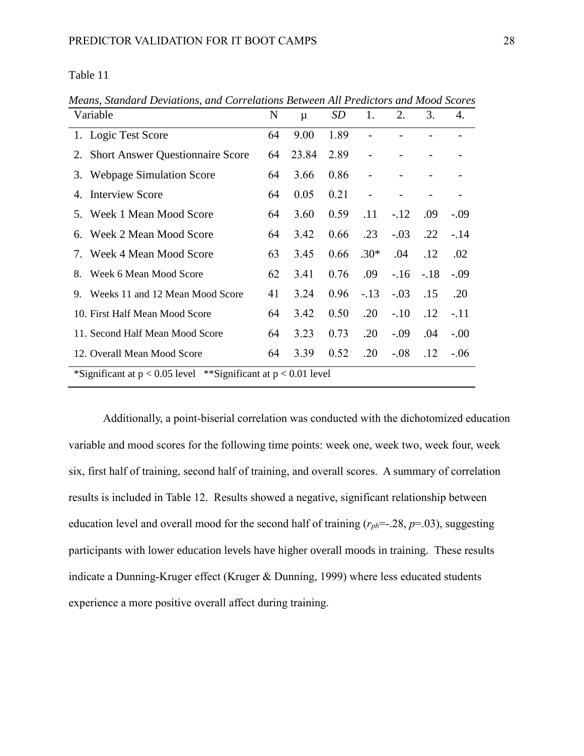Table 11

*Means, Standard Deviations, and Correlations Between All Predictors and Mood Scores*

| Variable | N | μ | *SD* | 1. | 2. | 3. | 4. |
|---|---|---|---|---|---|---|---|
| 1. Logic Test Score | 64 | 9.00 | 1.89 | - | - | - | - |
| 2. Short Answer Questionnaire Score | 64 | 23.84 | 2.89 | - | - | - | - |
| 3. Webpage Simulation Score | 64 | 3.66 | 0.86 | - | - | - | - |
| 4. Interview Score | 64 | 0.05 | 0.21 | - | - | - | - |
| 5. Week 1 Mean Mood Score | 64 | 3.60 | 0.59 | .11 | -.12 | .09 | -.09 |
| 6. Week 2 Mean Mood Score | 64 | 3.42 | 0.66 | .23 | -.03 | .22 | -.14 |
| 7. Week 4 Mean Mood Score | 63 | 3.45 | 0.66 | .30* | .04 | .12 | .02 |
| 8. Week 6 Mean Mood Score | 62 | 3.41 | 0.76 | .09 | -.16 | -.18 | -.09 |
| 9. Weeks 11 and 12 Mean Mood Score | 41 | 3.24 | 0.96 | -.13 | -.03 | .15 | .20 |
| 10. First Half Mean Mood Score | 64 | 3.42 | 0.50 | .20 | -.10 | .12 | -.11 |
| 11. Second Half Mean Mood Score | 64 | 3.23 | 0.73 | .20 | -.09 | .04 | -.00 |
| 12. Overall Mean Mood Score | 64 | 3.39 | 0.52 | .20 | -.08 | .12 | -.06 |

*Significant at $p < 0.05$ level **Significant at $p < 0.01$ level

Additionally, a point-biserial correlation was conducted with the dichotomized education variable and mood scores for the following time points: week one, week two, week four, week six, first half of training, second half of training, and overall scores. A summary of correlation results is included in Table 12. Results showed a negative, significant relationship between education level and overall mood for the second half of training ($r_{pb}$=-.28, $p$=.03), suggesting participants with lower education levels have higher overall moods in training. These results indicate a Dunning-Kruger effect (Kruger & Dunning, 1999) where less educated students experience a more positive overall affect during training.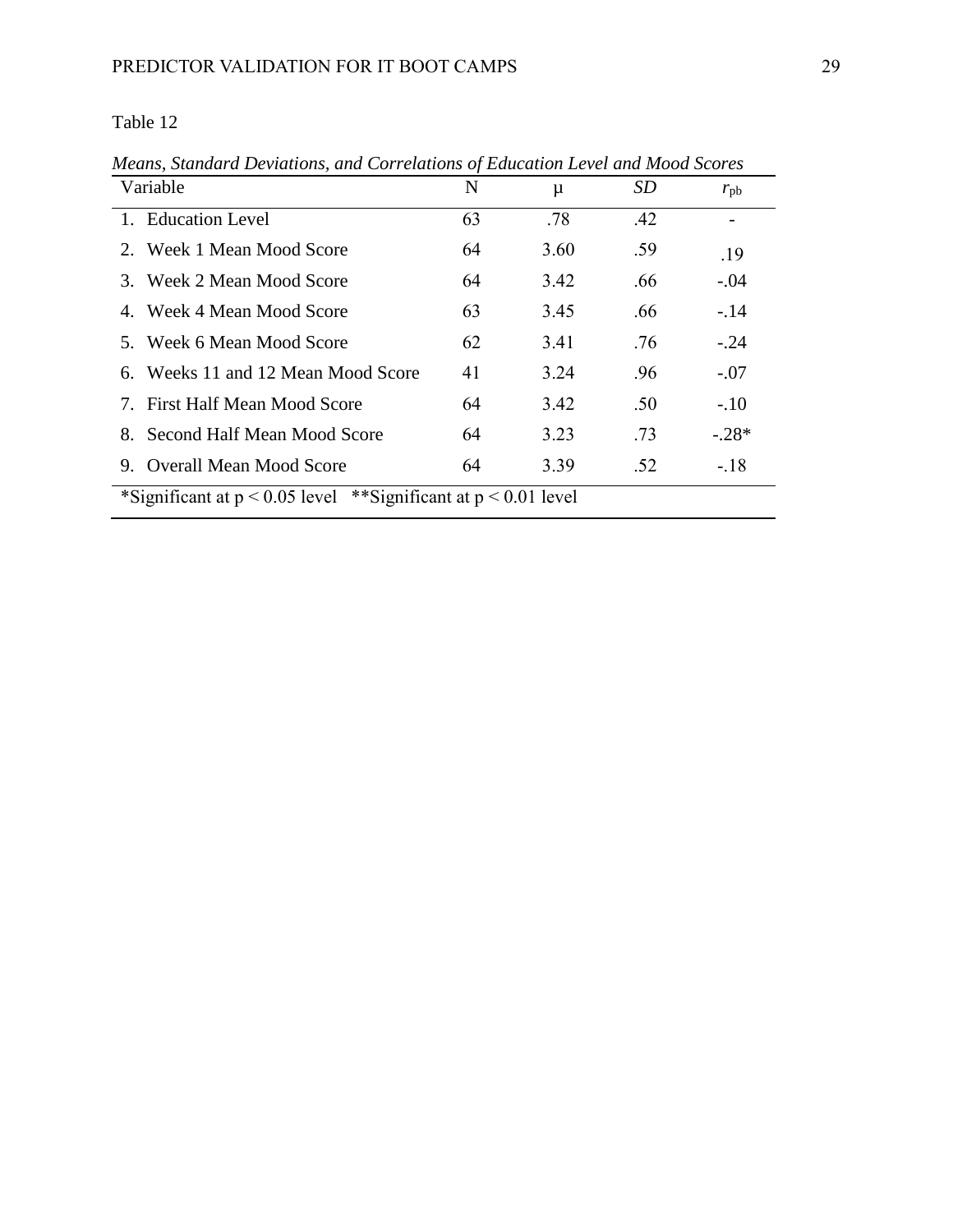Table 12

*Means, Standard Deviations, and Correlations of Education Level and Mood Scores*

| Variable | N | μ | *SD* | $r_{pb}$ |
|---|---|---|---|---|
| 1. Education Level | 63 | .78 | .42 | - |
| 2. Week 1 Mean Mood Score | 64 | 3.60 | .59 | .19 |
| 3. Week 2 Mean Mood Score | 64 | 3.42 | .66 | -.04 |
| 4. Week 4 Mean Mood Score | 63 | 3.45 | .66 | -.14 |
| 5. Week 6 Mean Mood Score | 62 | 3.41 | .76 | -.24 |
| 6. Weeks 11 and 12 Mean Mood Score | 41 | 3.24 | .96 | -.07 |
| 7. First Half Mean Mood Score | 64 | 3.42 | .50 | -.10 |
| 8. Second Half Mean Mood Score | 64 | 3.23 | .73 | -.28* |
| 9. Overall Mean Mood Score | 64 | 3.39 | .52 | -.18 |

*Significant at $p < 0.05$ level **Significant at $p < 0.01$ level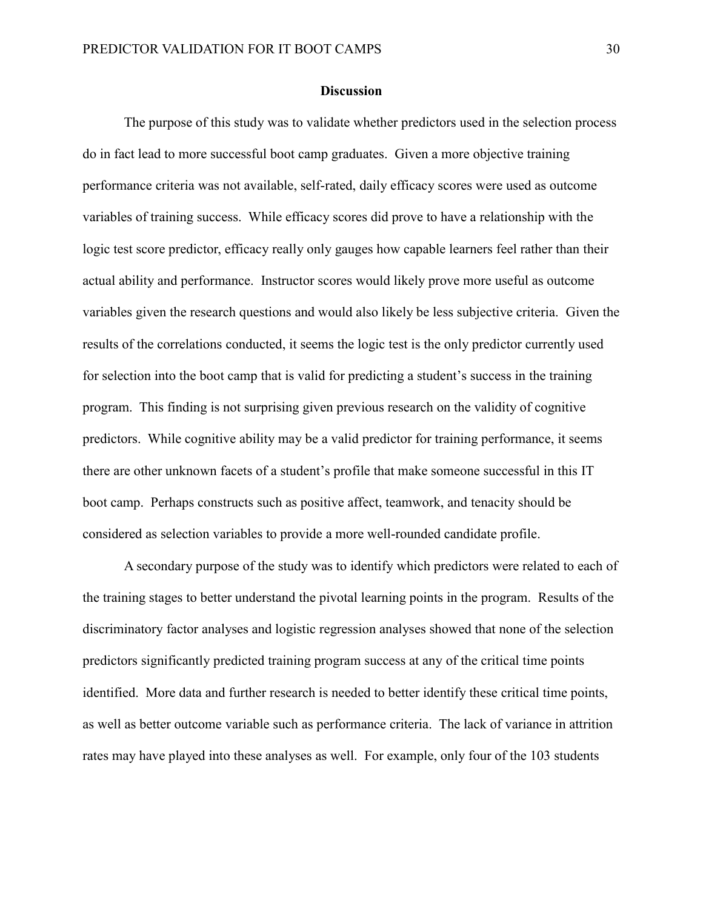## Discussion

The purpose of this study was to validate whether predictors used in the selection process do in fact lead to more successful boot camp graduates. Given a more objective training performance criteria was not available, self-rated, daily efficacy scores were used as outcome variables of training success. While efficacy scores did prove to have a relationship with the logic test score predictor, efficacy really only gauges how capable learners feel rather than their actual ability and performance. Instructor scores would likely prove more useful as outcome variables given the research questions and would also likely be less subjective criteria. Given the results of the correlations conducted, it seems the logic test is the only predictor currently used for selection into the boot camp that is valid for predicting a student's success in the training program. This finding is not surprising given previous research on the validity of cognitive predictors. While cognitive ability may be a valid predictor for training performance, it seems there are other unknown facets of a student's profile that make someone successful in this IT boot camp. Perhaps constructs such as positive affect, teamwork, and tenacity should be considered as selection variables to provide a more well-rounded candidate profile.

A secondary purpose of the study was to identify which predictors were related to each of the training stages to better understand the pivotal learning points in the program. Results of the discriminatory factor analyses and logistic regression analyses showed that none of the selection predictors significantly predicted training program success at any of the critical time points identified. More data and further research is needed to better identify these critical time points, as well as better outcome variable such as performance criteria. The lack of variance in attrition rates may have played into these analyses as well. For example, only four of the 103 students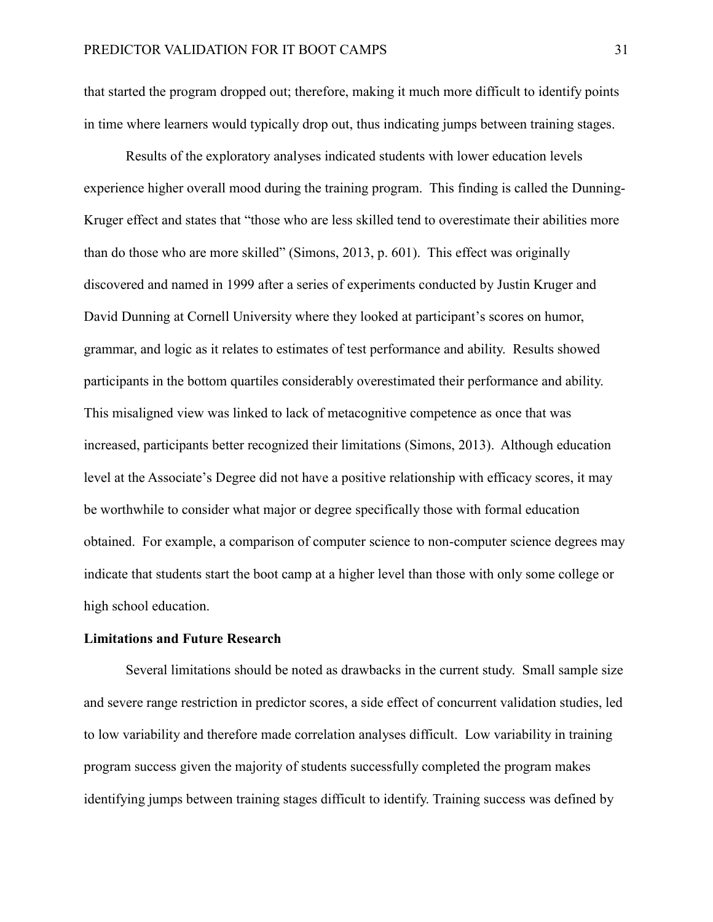that started the program dropped out; therefore, making it much more difficult to identify points in time where learners would typically drop out, thus indicating jumps between training stages.

Results of the exploratory analyses indicated students with lower education levels experience higher overall mood during the training program. This finding is called the Dunning-Kruger effect and states that "those who are less skilled tend to overestimate their abilities more than do those who are more skilled" (Simons, 2013, p. 601). This effect was originally discovered and named in 1999 after a series of experiments conducted by Justin Kruger and David Dunning at Cornell University where they looked at participant's scores on humor, grammar, and logic as it relates to estimates of test performance and ability. Results showed participants in the bottom quartiles considerably overestimated their performance and ability. This misaligned view was linked to lack of metacognitive competence as once that was increased, participants better recognized their limitations (Simons, 2013). Although education level at the Associate's Degree did not have a positive relationship with efficacy scores, it may be worthwhile to consider what major or degree specifically those with formal education obtained. For example, a comparison of computer science to non-computer science degrees may indicate that students start the boot camp at a higher level than those with only some college or high school education.

**Limitations and Future Research**

Several limitations should be noted as drawbacks in the current study. Small sample size and severe range restriction in predictor scores, a side effect of concurrent validation studies, led to low variability and therefore made correlation analyses difficult. Low variability in training program success given the majority of students successfully completed the program makes identifying jumps between training stages difficult to identify. Training success was defined by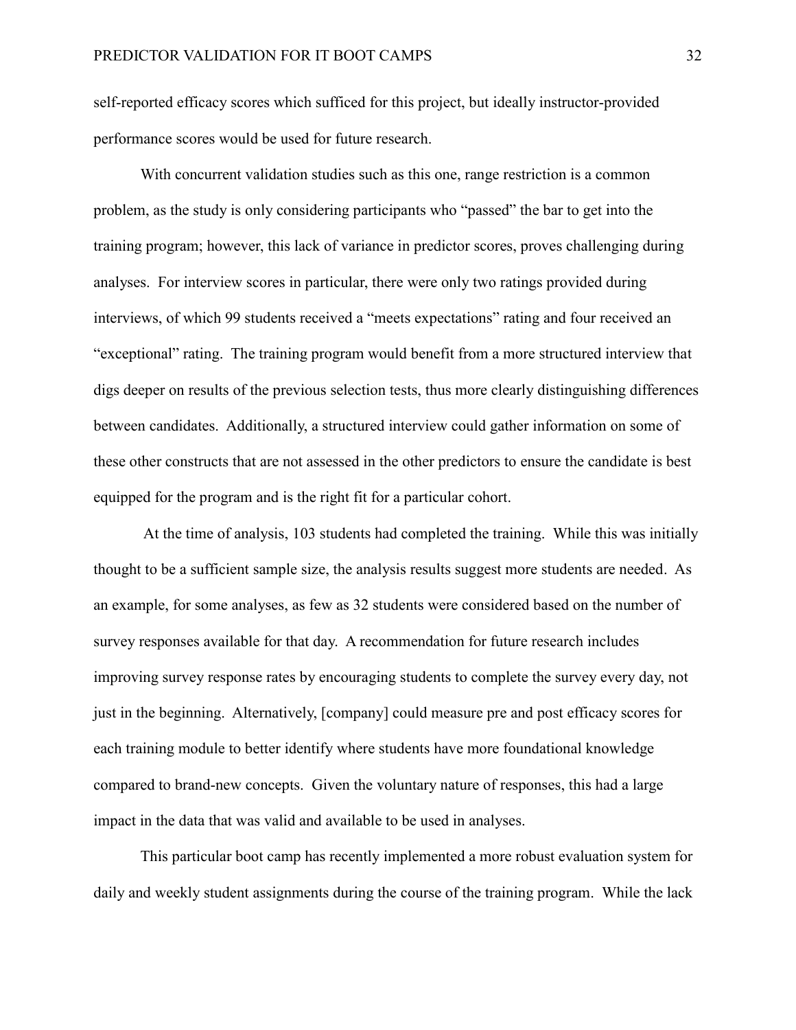self-reported efficacy scores which sufficed for this project, but ideally instructor-provided performance scores would be used for future research.

With concurrent validation studies such as this one, range restriction is a common problem, as the study is only considering participants who "passed" the bar to get into the training program; however, this lack of variance in predictor scores, proves challenging during analyses. For interview scores in particular, there were only two ratings provided during interviews, of which 99 students received a "meets expectations" rating and four received an "exceptional" rating. The training program would benefit from a more structured interview that digs deeper on results of the previous selection tests, thus more clearly distinguishing differences between candidates. Additionally, a structured interview could gather information on some of these other constructs that are not assessed in the other predictors to ensure the candidate is best equipped for the program and is the right fit for a particular cohort.

At the time of analysis, 103 students had completed the training. While this was initially thought to be a sufficient sample size, the analysis results suggest more students are needed. As an example, for some analyses, as few as 32 students were considered based on the number of survey responses available for that day. A recommendation for future research includes improving survey response rates by encouraging students to complete the survey every day, not just in the beginning. Alternatively, [company] could measure pre and post efficacy scores for each training module to better identify where students have more foundational knowledge compared to brand-new concepts. Given the voluntary nature of responses, this had a large impact in the data that was valid and available to be used in analyses.

This particular boot camp has recently implemented a more robust evaluation system for daily and weekly student assignments during the course of the training program. While the lack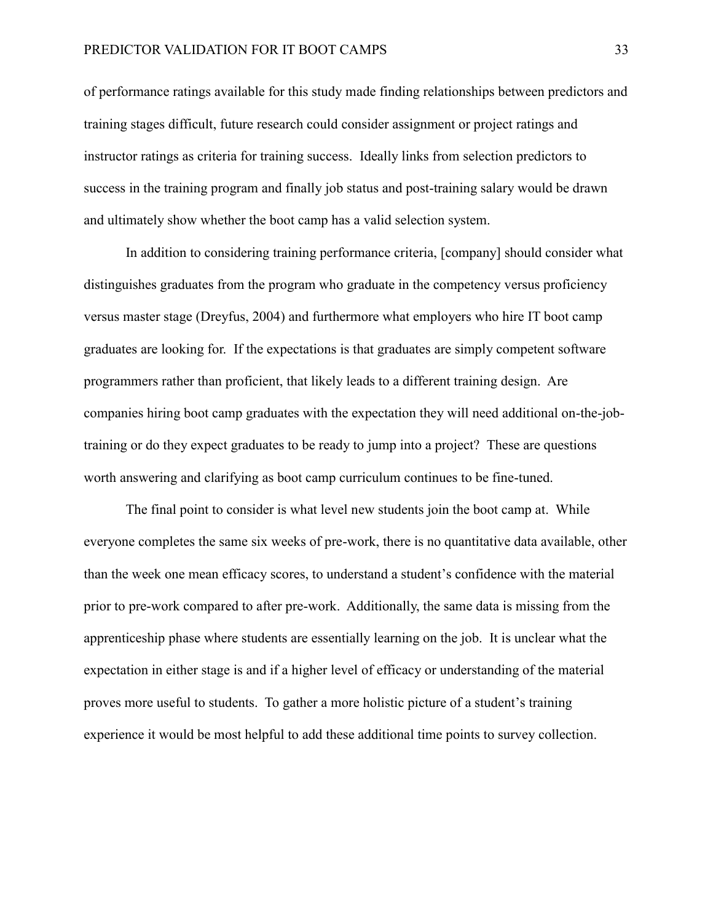of performance ratings available for this study made finding relationships between predictors and training stages difficult, future research could consider assignment or project ratings and instructor ratings as criteria for training success. Ideally links from selection predictors to success in the training program and finally job status and post-training salary would be drawn and ultimately show whether the boot camp has a valid selection system.

In addition to considering training performance criteria, [company] should consider what distinguishes graduates from the program who graduate in the competency versus proficiency versus master stage (Dreyfus, 2004) and furthermore what employers who hire IT boot camp graduates are looking for. If the expectations is that graduates are simply competent software programmers rather than proficient, that likely leads to a different training design. Are companies hiring boot camp graduates with the expectation they will need additional on-the-job-training or do they expect graduates to be ready to jump into a project? These are questions worth answering and clarifying as boot camp curriculum continues to be fine-tuned.

The final point to consider is what level new students join the boot camp at. While everyone completes the same six weeks of pre-work, there is no quantitative data available, other than the week one mean efficacy scores, to understand a student's confidence with the material prior to pre-work compared to after pre-work. Additionally, the same data is missing from the apprenticeship phase where students are essentially learning on the job. It is unclear what the expectation in either stage is and if a higher level of efficacy or understanding of the material proves more useful to students. To gather a more holistic picture of a student's training experience it would be most helpful to add these additional time points to survey collection.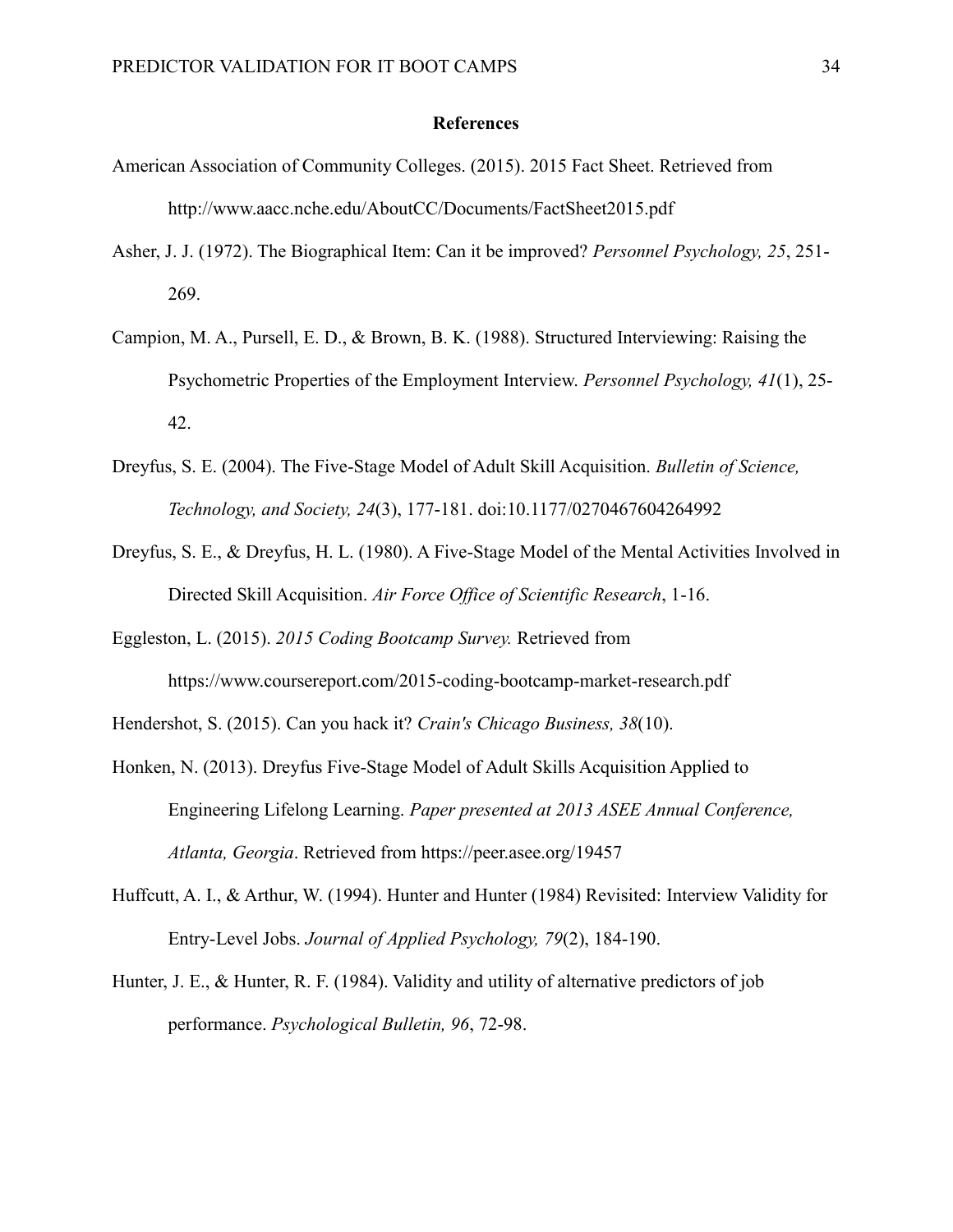**References**

American Association of Community Colleges. (2015). 2015 Fact Sheet. Retrieved from http://www.aacc.nche.edu/AboutCC/Documents/FactSheet2015.pdf

Asher, J. J. (1972). The Biographical Item: Can it be improved? *Personnel Psychology, 25*, 251-269.

Campion, M. A., Pursell, E. D., & Brown, B. K. (1988). Structured Interviewing: Raising the Psychometric Properties of the Employment Interview. *Personnel Psychology, 41*(1), 25-42.

Dreyfus, S. E. (2004). The Five-Stage Model of Adult Skill Acquisition. *Bulletin of Science, Technology, and Society, 24*(3), 177-181. doi:10.1177/0270467604264992

Dreyfus, S. E., & Dreyfus, H. L. (1980). A Five-Stage Model of the Mental Activities Involved in Directed Skill Acquisition. *Air Force Office of Scientific Research*, 1-16.

Eggleston, L. (2015). *2015 Coding Bootcamp Survey.* Retrieved from https://www.coursereport.com/2015-coding-bootcamp-market-research.pdf

Hendershot, S. (2015). Can you hack it? *Crain's Chicago Business, 38*(10).

Honken, N. (2013). Dreyfus Five-Stage Model of Adult Skills Acquisition Applied to Engineering Lifelong Learning. *Paper presented at 2013 ASEE Annual Conference, Atlanta, Georgia*. Retrieved from https://peer.asee.org/19457

Huffcutt, A. I., & Arthur, W. (1994). Hunter and Hunter (1984) Revisited: Interview Validity for Entry-Level Jobs. *Journal of Applied Psychology, 79*(2), 184-190.

Hunter, J. E., & Hunter, R. F. (1984). Validity and utility of alternative predictors of job performance. *Psychological Bulletin, 96*, 72-98.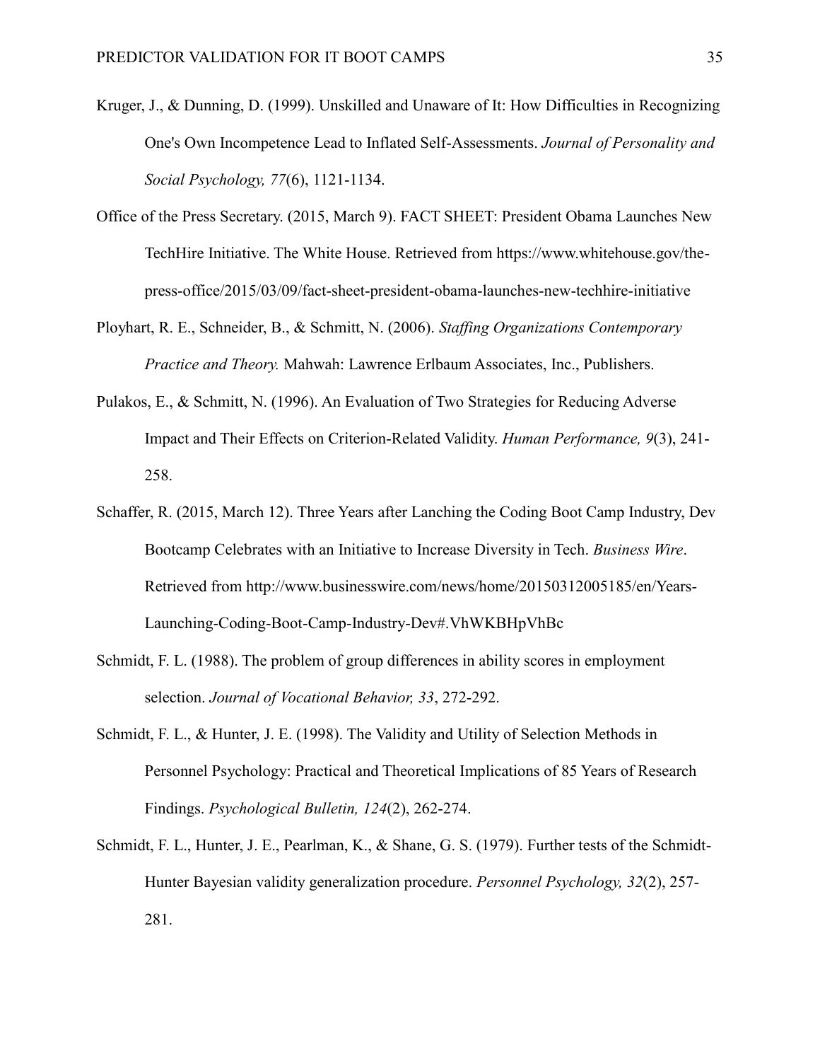Kruger, J., & Dunning, D. (1999). Unskilled and Unaware of It: How Difficulties in Recognizing One's Own Incompetence Lead to Inflated Self-Assessments. *Journal of Personality and Social Psychology, 77*(6), 1121-1134.

Office of the Press Secretary. (2015, March 9). FACT SHEET: President Obama Launches New TechHire Initiative. The White House. Retrieved from https://www.whitehouse.gov/the-press-office/2015/03/09/fact-sheet-president-obama-launches-new-techhire-initiative

Ployhart, R. E., Schneider, B., & Schmitt, N. (2006). *Staffing Organizations Contemporary Practice and Theory.* Mahwah: Lawrence Erlbaum Associates, Inc., Publishers.

Pulakos, E., & Schmitt, N. (1996). An Evaluation of Two Strategies for Reducing Adverse Impact and Their Effects on Criterion-Related Validity. *Human Performance, 9*(3), 241-258.

Schaffer, R. (2015, March 12). Three Years after Lanching the Coding Boot Camp Industry, Dev Bootcamp Celebrates with an Initiative to Increase Diversity in Tech. *Business Wire*. Retrieved from http://www.businesswire.com/news/home/20150312005185/en/Years-Launching-Coding-Boot-Camp-Industry-Dev#.VhWKBHpVhBc

Schmidt, F. L. (1988). The problem of group differences in ability scores in employment selection. *Journal of Vocational Behavior, 33*, 272-292.

Schmidt, F. L., & Hunter, J. E. (1998). The Validity and Utility of Selection Methods in Personnel Psychology: Practical and Theoretical Implications of 85 Years of Research Findings. *Psychological Bulletin, 124*(2), 262-274.

Schmidt, F. L., Hunter, J. E., Pearlman, K., & Shane, G. S. (1979). Further tests of the Schmidt-Hunter Bayesian validity generalization procedure. *Personnel Psychology, 32*(2), 257-281.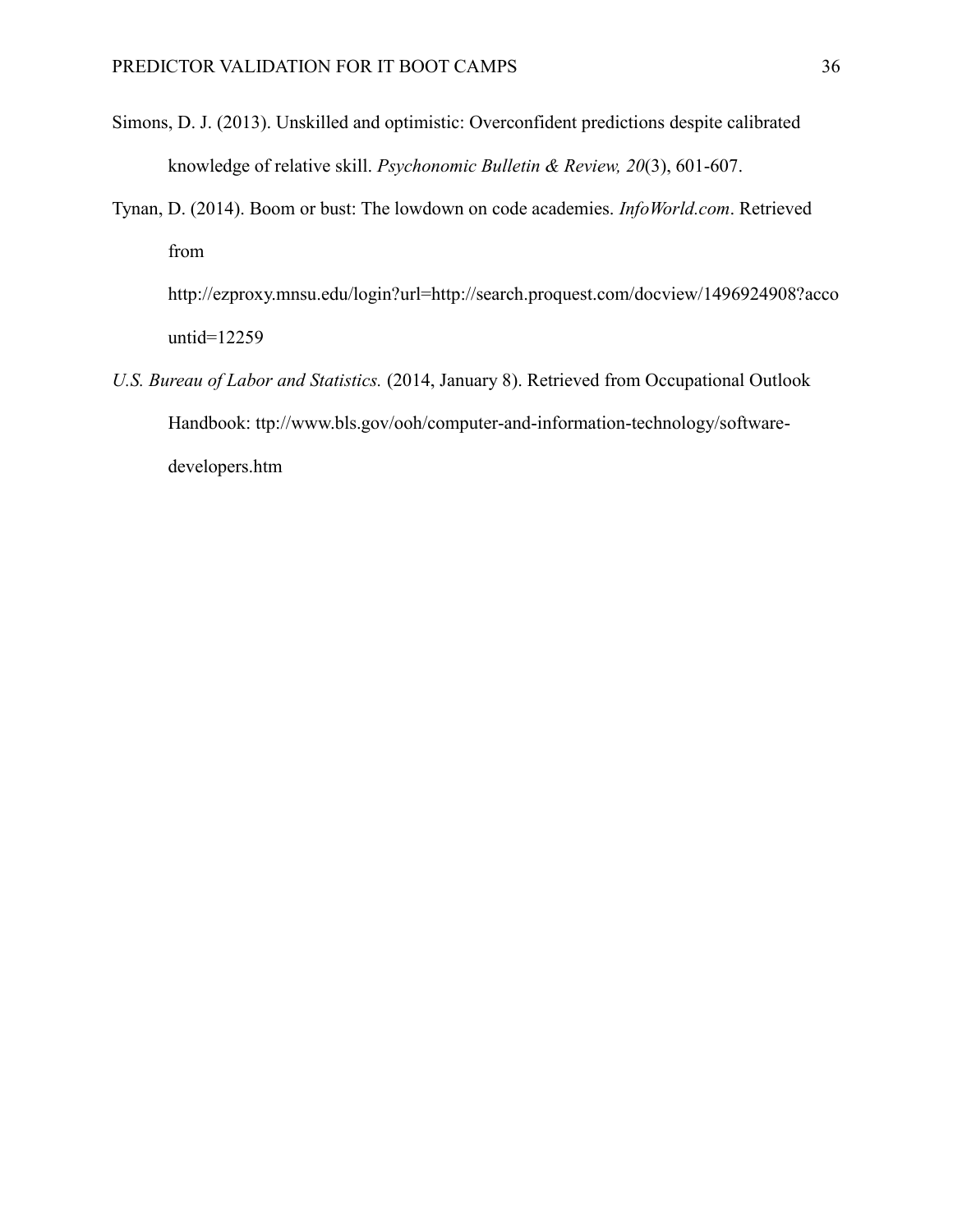Simons, D. J. (2013). Unskilled and optimistic: Overconfident predictions despite calibrated knowledge of relative skill. *Psychonomic Bulletin & Review, 20*(3), 601-607.

Tynan, D. (2014). Boom or bust: The lowdown on code academies. *InfoWorld.com*. Retrieved from http://ezproxy.mnsu.edu/login?url=http://search.proquest.com/docview/1496924908?accountid=12259

*U.S. Bureau of Labor and Statistics.* (2014, January 8). Retrieved from Occupational Outlook Handbook: ttp://www.bls.gov/ooh/computer-and-information-technology/software-developers.htm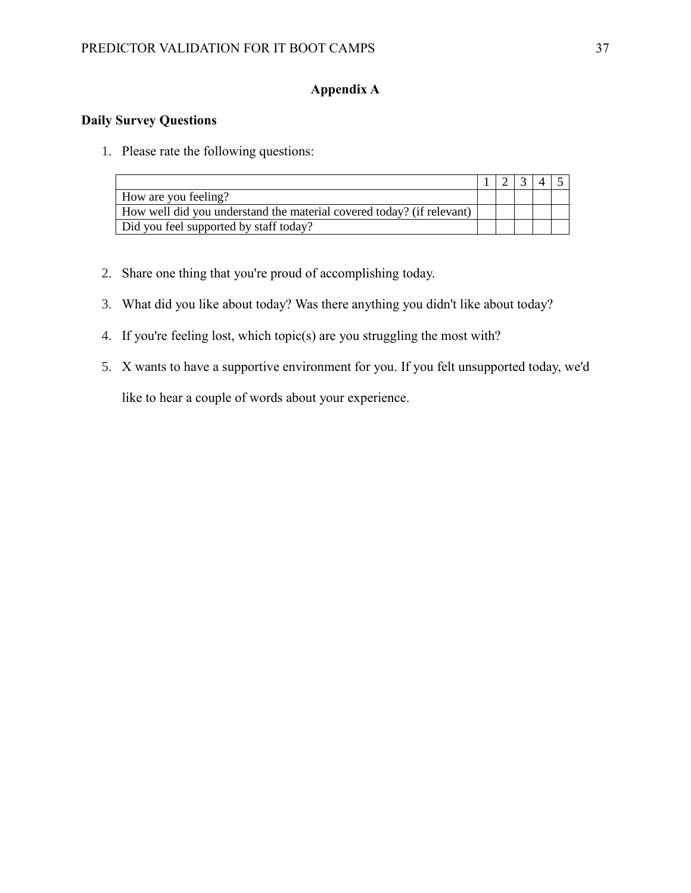# Appendix A

## Daily Survey Questions

1. Please rate the following questions:

| | 1 | 2 | 3 | 4 | 5 |
|---|---|---|---|---|---|
| How are you feeling? | | | | | |
| How well did you understand the material covered today? (if relevant) | | | | | |
| Did you feel supported by staff today? | | | | | |

2. Share one thing that you're proud of accomplishing today.
3. What did you like about today? Was there anything you didn't like about today?
4. If you're feeling lost, which topic(s) are you struggling the most with?
5. X wants to have a supportive environment for you. If you felt unsupported today, we'd like to hear a couple of words about your experience.